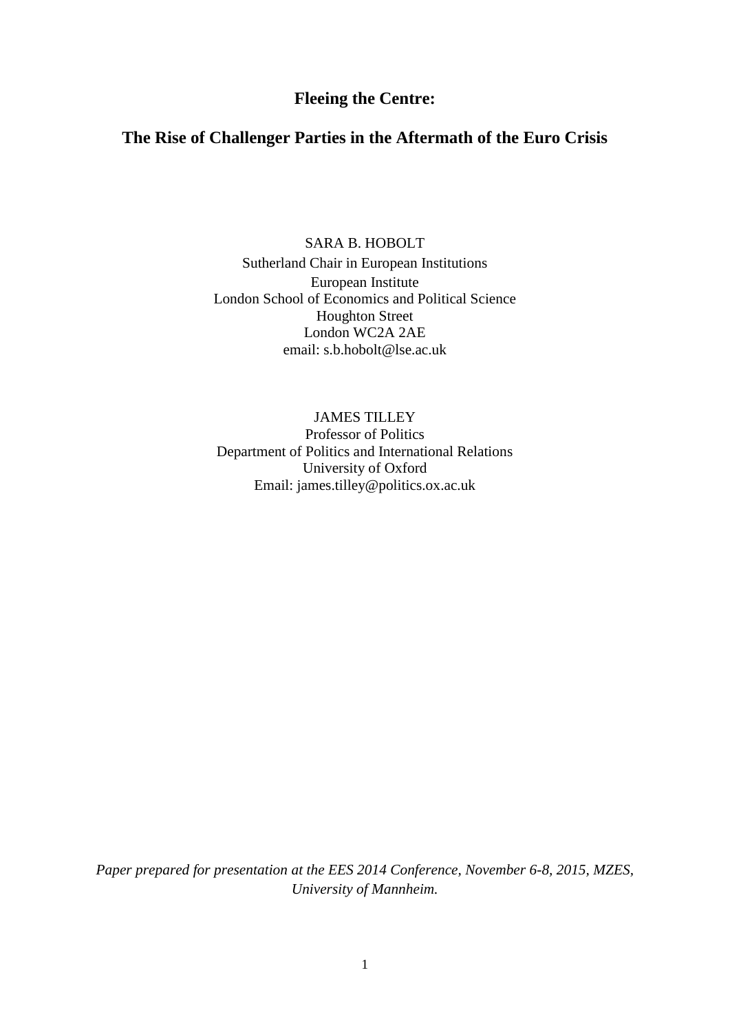# Fleeing the Centre:

## The Rise of Challenger Parties in the Aftermath of the Euro Crisis

SARA B. HOBOLT
Sutherland Chair in European Institutions
European Institute
London School of Economics and Political Science
Houghton Street
London WC2A 2AE
email: s.b.hobolt@lse.ac.uk

JAMES TILLEY
Professor of Politics
Department of Politics and International Relations
University of Oxford
Email: james.tilley@politics.ox.ac.uk

*Paper prepared for presentation at the EES 2014 Conference, November 6-8, 2015, MZES, University of Mannheim.*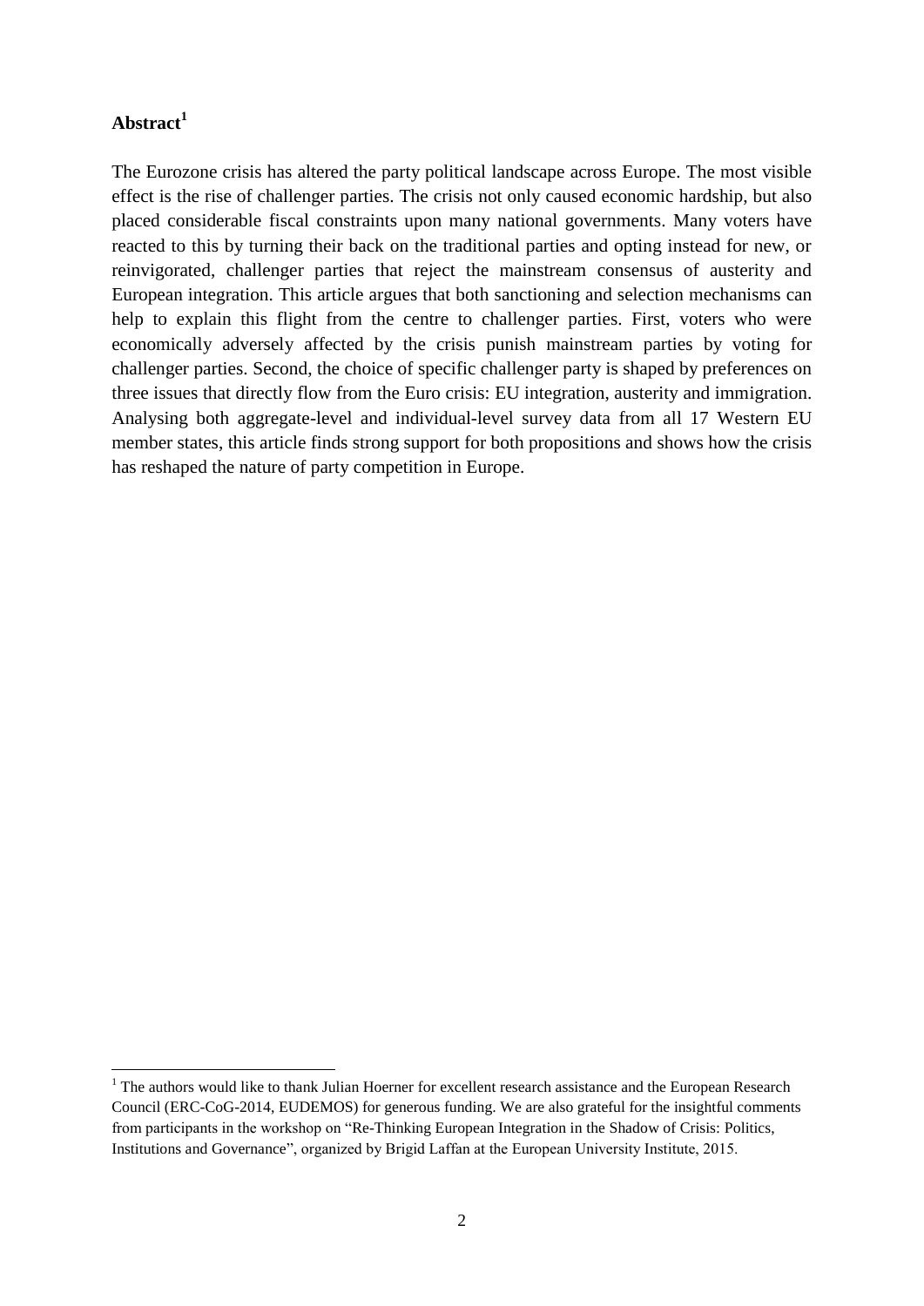## Abstract[1]

The Eurozone crisis has altered the party political landscape across Europe. The most visible effect is the rise of challenger parties. The crisis not only caused economic hardship, but also placed considerable fiscal constraints upon many national governments. Many voters have reacted to this by turning their back on the traditional parties and opting instead for new, or reinvigorated, challenger parties that reject the mainstream consensus of austerity and European integration. This article argues that both sanctioning and selection mechanisms can help to explain this flight from the centre to challenger parties. First, voters who were economically adversely affected by the crisis punish mainstream parties by voting for challenger parties. Second, the choice of specific challenger party is shaped by preferences on three issues that directly flow from the Euro crisis: EU integration, austerity and immigration. Analysing both aggregate-level and individual-level survey data from all 17 Western EU member states, this article finds strong support for both propositions and shows how the crisis has reshaped the nature of party competition in Europe.

[1] The authors would like to thank Julian Hoerner for excellent research assistance and the European Research Council (ERC-CoG-2014, EUDEMOS) for generous funding. We are also grateful for the insightful comments from participants in the workshop on "Re-Thinking European Integration in the Shadow of Crisis: Politics, Institutions and Governance", organized by Brigid Laffan at the European University Institute, 2015.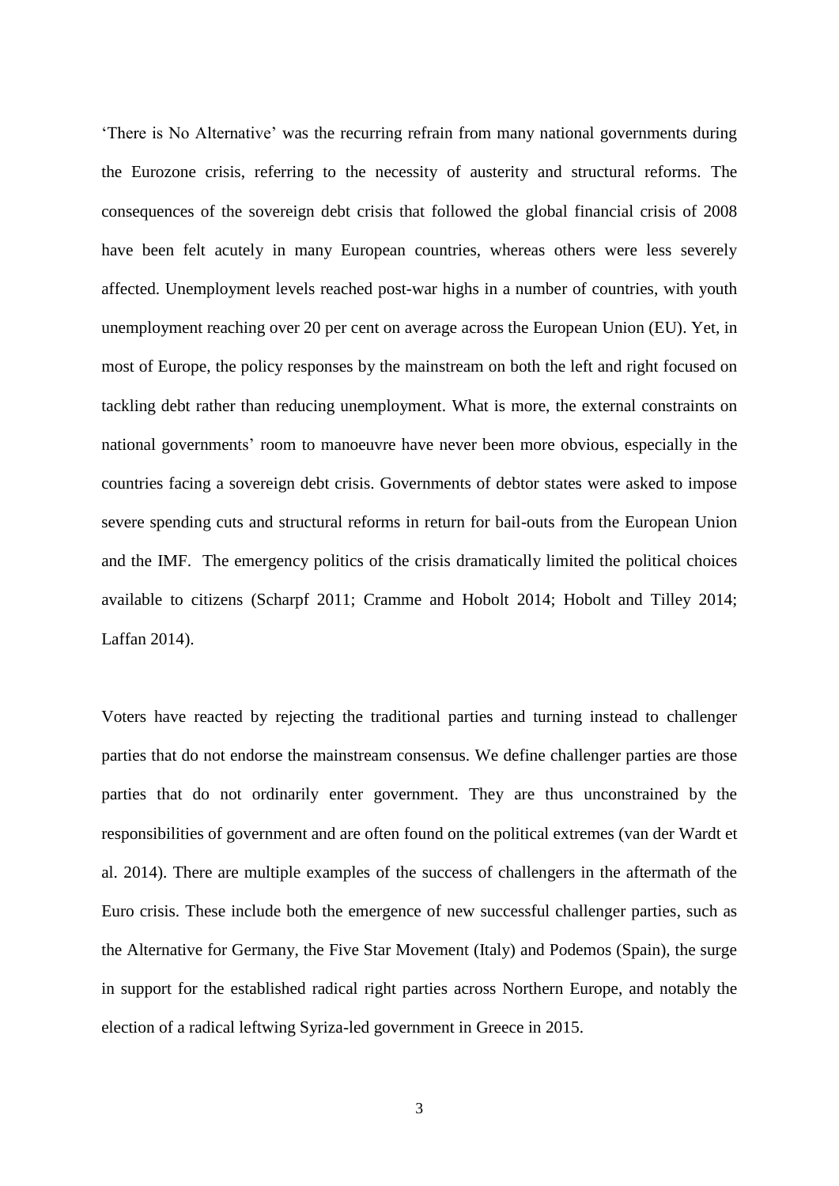'There is No Alternative' was the recurring refrain from many national governments during the Eurozone crisis, referring to the necessity of austerity and structural reforms. The consequences of the sovereign debt crisis that followed the global financial crisis of 2008 have been felt acutely in many European countries, whereas others were less severely affected. Unemployment levels reached post-war highs in a number of countries, with youth unemployment reaching over 20 per cent on average across the European Union (EU). Yet, in most of Europe, the policy responses by the mainstream on both the left and right focused on tackling debt rather than reducing unemployment. What is more, the external constraints on national governments' room to manoeuvre have never been more obvious, especially in the countries facing a sovereign debt crisis. Governments of debtor states were asked to impose severe spending cuts and structural reforms in return for bail-outs from the European Union and the IMF. The emergency politics of the crisis dramatically limited the political choices available to citizens (Scharpf 2011; Cramme and Hobolt 2014; Hobolt and Tilley 2014; Laffan 2014).

Voters have reacted by rejecting the traditional parties and turning instead to challenger parties that do not endorse the mainstream consensus. We define challenger parties are those parties that do not ordinarily enter government. They are thus unconstrained by the responsibilities of government and are often found on the political extremes (van der Wardt et al. 2014). There are multiple examples of the success of challengers in the aftermath of the Euro crisis. These include both the emergence of new successful challenger parties, such as the Alternative for Germany, the Five Star Movement (Italy) and Podemos (Spain), the surge in support for the established radical right parties across Northern Europe, and notably the election of a radical leftwing Syriza-led government in Greece in 2015.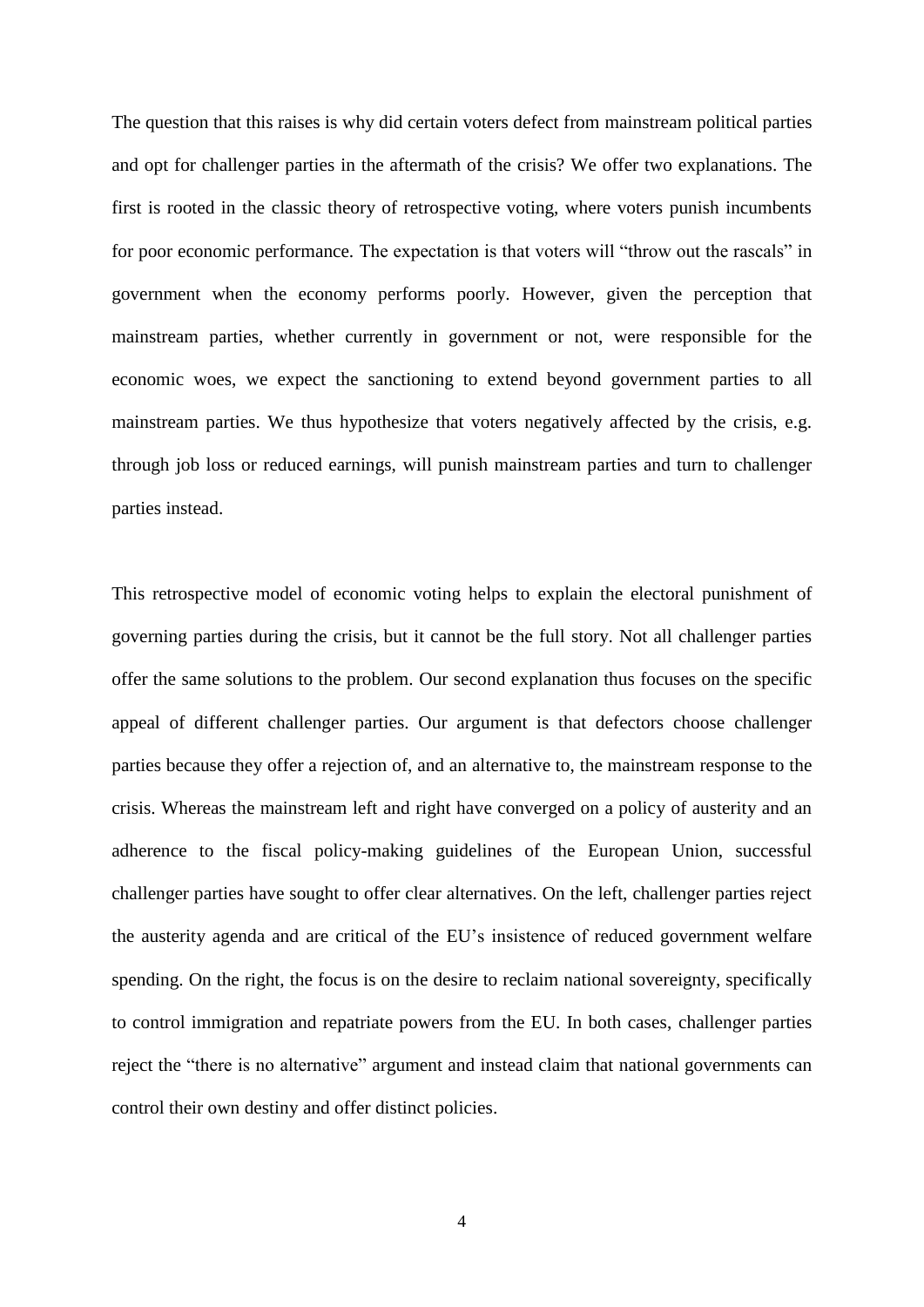The question that this raises is why did certain voters defect from mainstream political parties and opt for challenger parties in the aftermath of the crisis? We offer two explanations. The first is rooted in the classic theory of retrospective voting, where voters punish incumbents for poor economic performance. The expectation is that voters will "throw out the rascals" in government when the economy performs poorly. However, given the perception that mainstream parties, whether currently in government or not, were responsible for the economic woes, we expect the sanctioning to extend beyond government parties to all mainstream parties. We thus hypothesize that voters negatively affected by the crisis, e.g. through job loss or reduced earnings, will punish mainstream parties and turn to challenger parties instead.

This retrospective model of economic voting helps to explain the electoral punishment of governing parties during the crisis, but it cannot be the full story. Not all challenger parties offer the same solutions to the problem. Our second explanation thus focuses on the specific appeal of different challenger parties. Our argument is that defectors choose challenger parties because they offer a rejection of, and an alternative to, the mainstream response to the crisis. Whereas the mainstream left and right have converged on a policy of austerity and an adherence to the fiscal policy-making guidelines of the European Union, successful challenger parties have sought to offer clear alternatives. On the left, challenger parties reject the austerity agenda and are critical of the EU's insistence of reduced government welfare spending. On the right, the focus is on the desire to reclaim national sovereignty, specifically to control immigration and repatriate powers from the EU. In both cases, challenger parties reject the "there is no alternative" argument and instead claim that national governments can control their own destiny and offer distinct policies.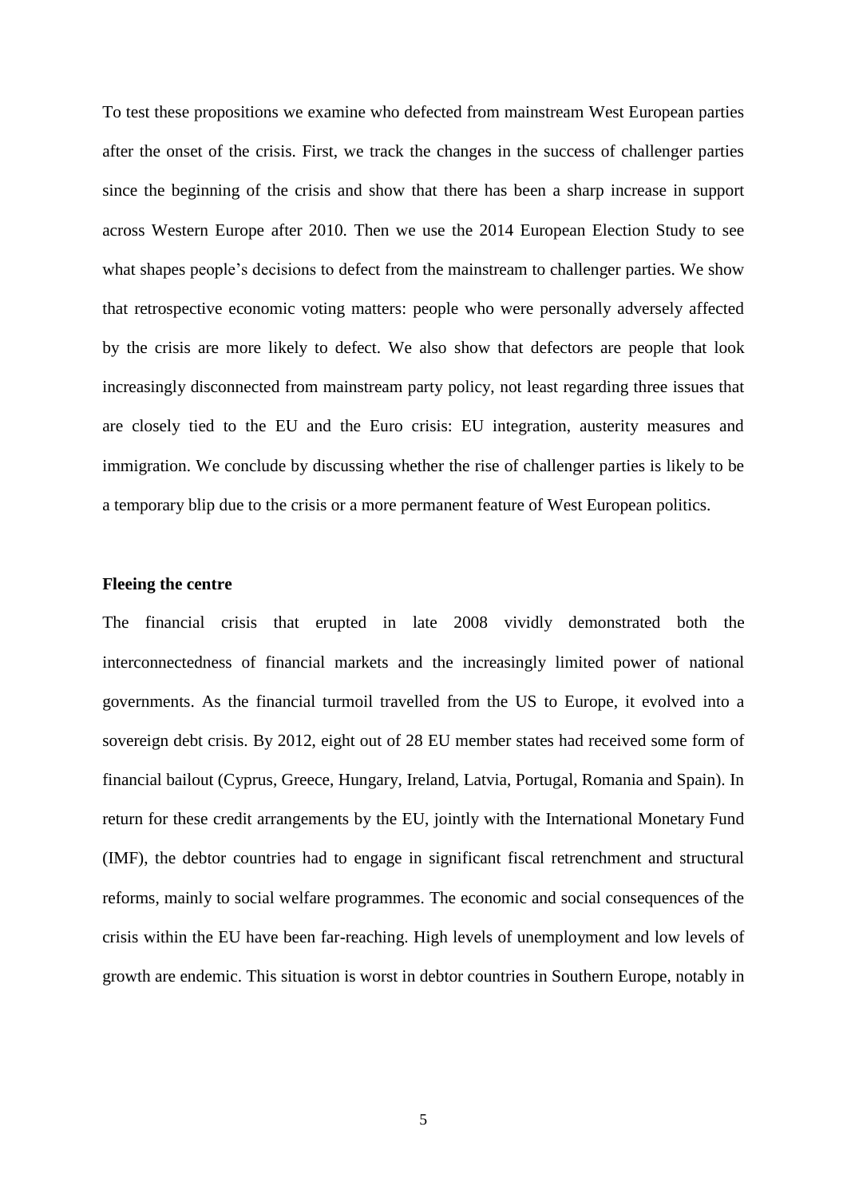To test these propositions we examine who defected from mainstream West European parties after the onset of the crisis. First, we track the changes in the success of challenger parties since the beginning of the crisis and show that there has been a sharp increase in support across Western Europe after 2010. Then we use the 2014 European Election Study to see what shapes people's decisions to defect from the mainstream to challenger parties. We show that retrospective economic voting matters: people who were personally adversely affected by the crisis are more likely to defect. We also show that defectors are people that look increasingly disconnected from mainstream party policy, not least regarding three issues that are closely tied to the EU and the Euro crisis: EU integration, austerity measures and immigration. We conclude by discussing whether the rise of challenger parties is likely to be a temporary blip due to the crisis or a more permanent feature of West European politics.

**Fleeing the centre**

The financial crisis that erupted in late 2008 vividly demonstrated both the interconnectedness of financial markets and the increasingly limited power of national governments. As the financial turmoil travelled from the US to Europe, it evolved into a sovereign debt crisis. By 2012, eight out of 28 EU member states had received some form of financial bailout (Cyprus, Greece, Hungary, Ireland, Latvia, Portugal, Romania and Spain). In return for these credit arrangements by the EU, jointly with the International Monetary Fund (IMF), the debtor countries had to engage in significant fiscal retrenchment and structural reforms, mainly to social welfare programmes. The economic and social consequences of the crisis within the EU have been far-reaching. High levels of unemployment and low levels of growth are endemic. This situation is worst in debtor countries in Southern Europe, notably in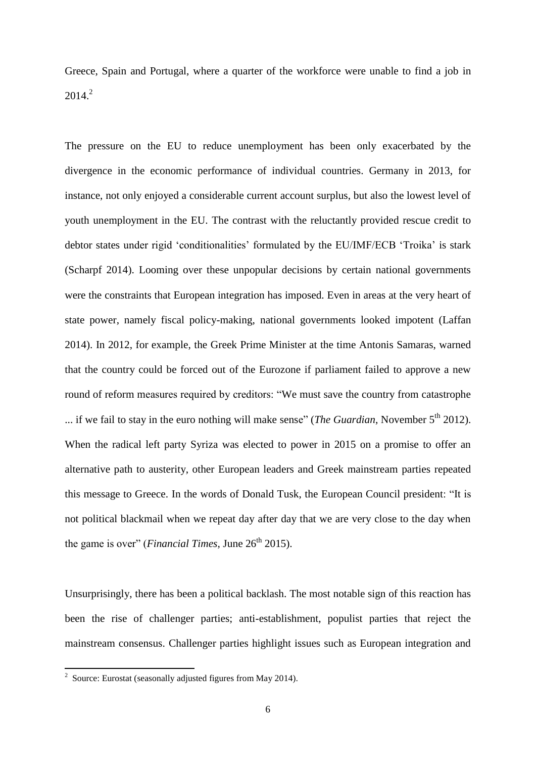Greece, Spain and Portugal, where a quarter of the workforce were unable to find a job in 2014.[2]

The pressure on the EU to reduce unemployment has been only exacerbated by the divergence in the economic performance of individual countries. Germany in 2013, for instance, not only enjoyed a considerable current account surplus, but also the lowest level of youth unemployment in the EU. The contrast with the reluctantly provided rescue credit to debtor states under rigid 'conditionalities' formulated by the EU/IMF/ECB 'Troika' is stark (Scharpf 2014). Looming over these unpopular decisions by certain national governments were the constraints that European integration has imposed. Even in areas at the very heart of state power, namely fiscal policy-making, national governments looked impotent (Laffan 2014). In 2012, for example, the Greek Prime Minister at the time Antonis Samaras, warned that the country could be forced out of the Eurozone if parliament failed to approve a new round of reform measures required by creditors: "We must save the country from catastrophe ... if we fail to stay in the euro nothing will make sense" (*The Guardian*, November 5th 2012). When the radical left party Syriza was elected to power in 2015 on a promise to offer an alternative path to austerity, other European leaders and Greek mainstream parties repeated this message to Greece. In the words of Donald Tusk, the European Council president: "It is not political blackmail when we repeat day after day that we are very close to the day when the game is over" (*Financial Times*, June 26th 2015).

Unsurprisingly, there has been a political backlash. The most notable sign of this reaction has been the rise of challenger parties; anti-establishment, populist parties that reject the mainstream consensus. Challenger parties highlight issues such as European integration and

[2] Source: Eurostat (seasonally adjusted figures from May 2014).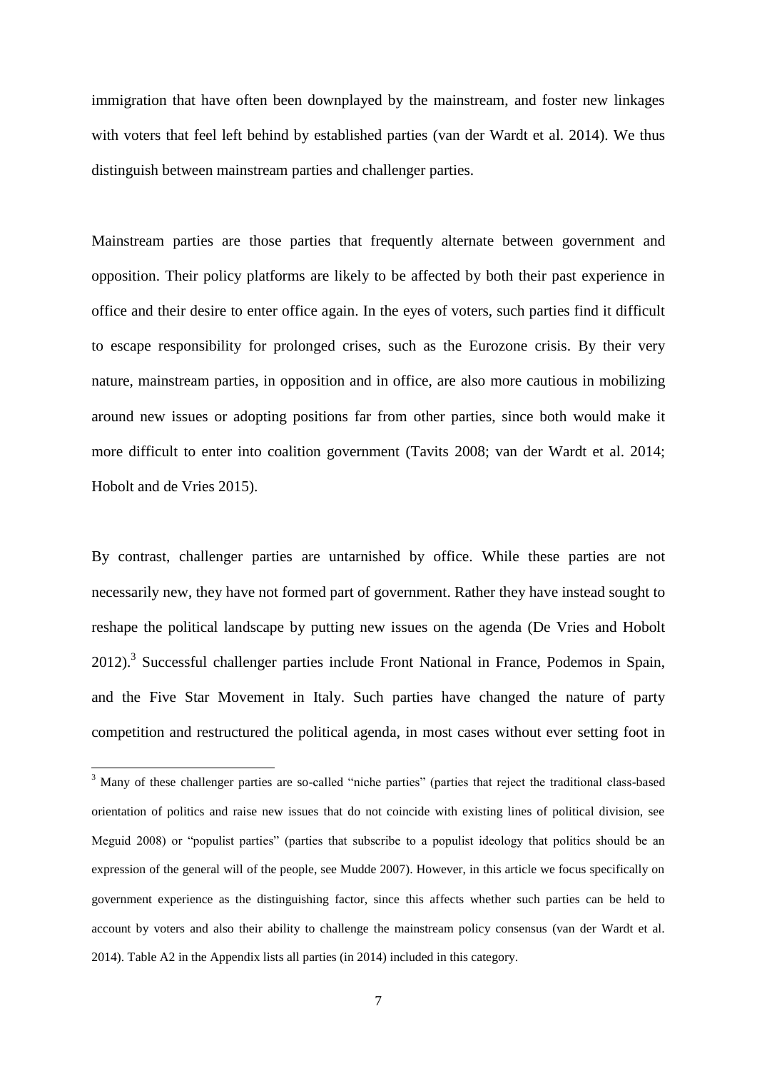immigration that have often been downplayed by the mainstream, and foster new linkages with voters that feel left behind by established parties (van der Wardt et al. 2014). We thus distinguish between mainstream parties and challenger parties.

Mainstream parties are those parties that frequently alternate between government and opposition. Their policy platforms are likely to be affected by both their past experience in office and their desire to enter office again. In the eyes of voters, such parties find it difficult to escape responsibility for prolonged crises, such as the Eurozone crisis. By their very nature, mainstream parties, in opposition and in office, are also more cautious in mobilizing around new issues or adopting positions far from other parties, since both would make it more difficult to enter into coalition government (Tavits 2008; van der Wardt et al. 2014; Hobolt and de Vries 2015).

By contrast, challenger parties are untarnished by office. While these parties are not necessarily new, they have not formed part of government. Rather they have instead sought to reshape the political landscape by putting new issues on the agenda (De Vries and Hobolt 2012).[3] Successful challenger parties include Front National in France, Podemos in Spain, and the Five Star Movement in Italy. Such parties have changed the nature of party competition and restructured the political agenda, in most cases without ever setting foot in

[3] Many of these challenger parties are so-called "niche parties" (parties that reject the traditional class-based orientation of politics and raise new issues that do not coincide with existing lines of political division, see Meguid 2008) or "populist parties" (parties that subscribe to a populist ideology that politics should be an expression of the general will of the people, see Mudde 2007). However, in this article we focus specifically on government experience as the distinguishing factor, since this affects whether such parties can be held to account by voters and also their ability to challenge the mainstream policy consensus (van der Wardt et al. 2014). Table A2 in the Appendix lists all parties (in 2014) included in this category.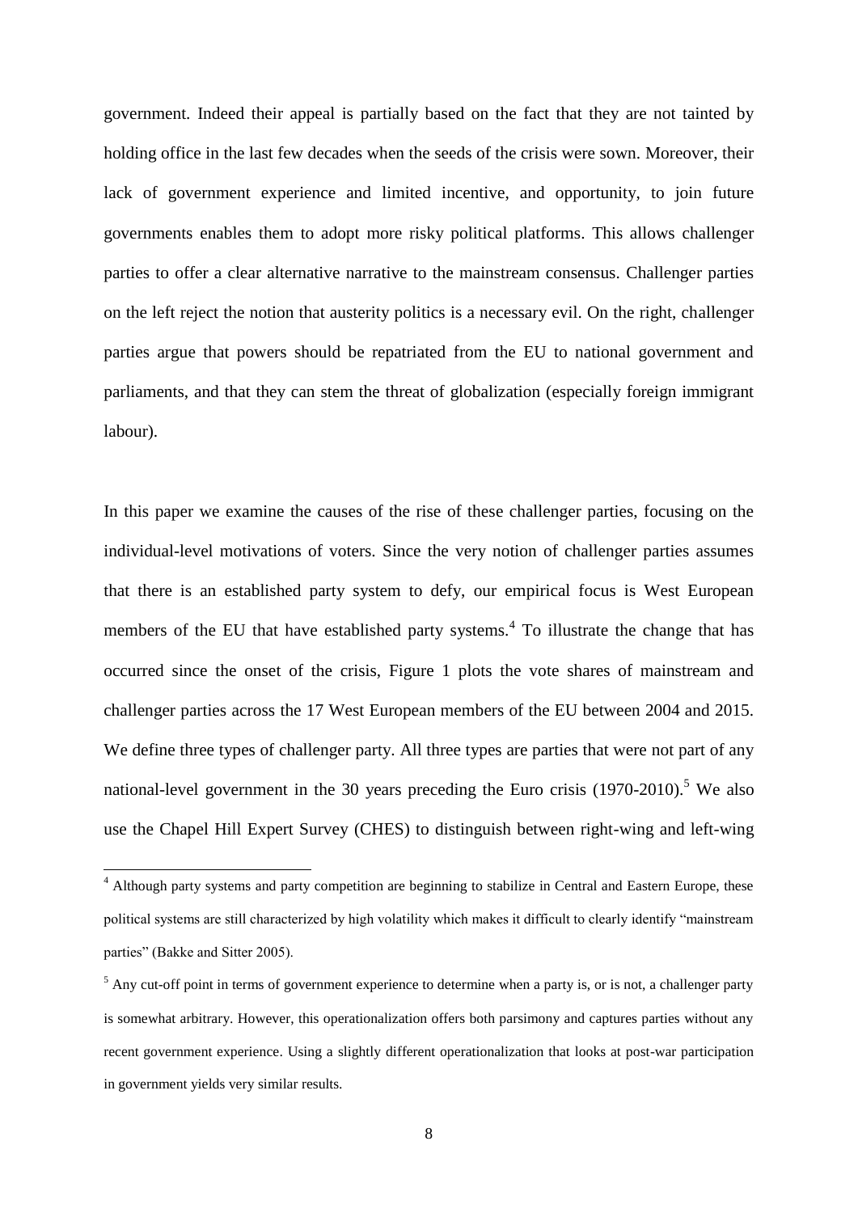government. Indeed their appeal is partially based on the fact that they are not tainted by holding office in the last few decades when the seeds of the crisis were sown. Moreover, their lack of government experience and limited incentive, and opportunity, to join future governments enables them to adopt more risky political platforms. This allows challenger parties to offer a clear alternative narrative to the mainstream consensus. Challenger parties on the left reject the notion that austerity politics is a necessary evil. On the right, challenger parties argue that powers should be repatriated from the EU to national government and parliaments, and that they can stem the threat of globalization (especially foreign immigrant labour).

In this paper we examine the causes of the rise of these challenger parties, focusing on the individual-level motivations of voters. Since the very notion of challenger parties assumes that there is an established party system to defy, our empirical focus is West European members of the EU that have established party systems.[4] To illustrate the change that has occurred since the onset of the crisis, Figure 1 plots the vote shares of mainstream and challenger parties across the 17 West European members of the EU between 2004 and 2015. We define three types of challenger party. All three types are parties that were not part of any national-level government in the 30 years preceding the Euro crisis (1970-2010).[5] We also use the Chapel Hill Expert Survey (CHES) to distinguish between right-wing and left-wing

[4] Although party systems and party competition are beginning to stabilize in Central and Eastern Europe, these political systems are still characterized by high volatility which makes it difficult to clearly identify "mainstream parties" (Bakke and Sitter 2005).

[5] Any cut-off point in terms of government experience to determine when a party is, or is not, a challenger party is somewhat arbitrary. However, this operationalization offers both parsimony and captures parties without any recent government experience. Using a slightly different operationalization that looks at post-war participation in government yields very similar results.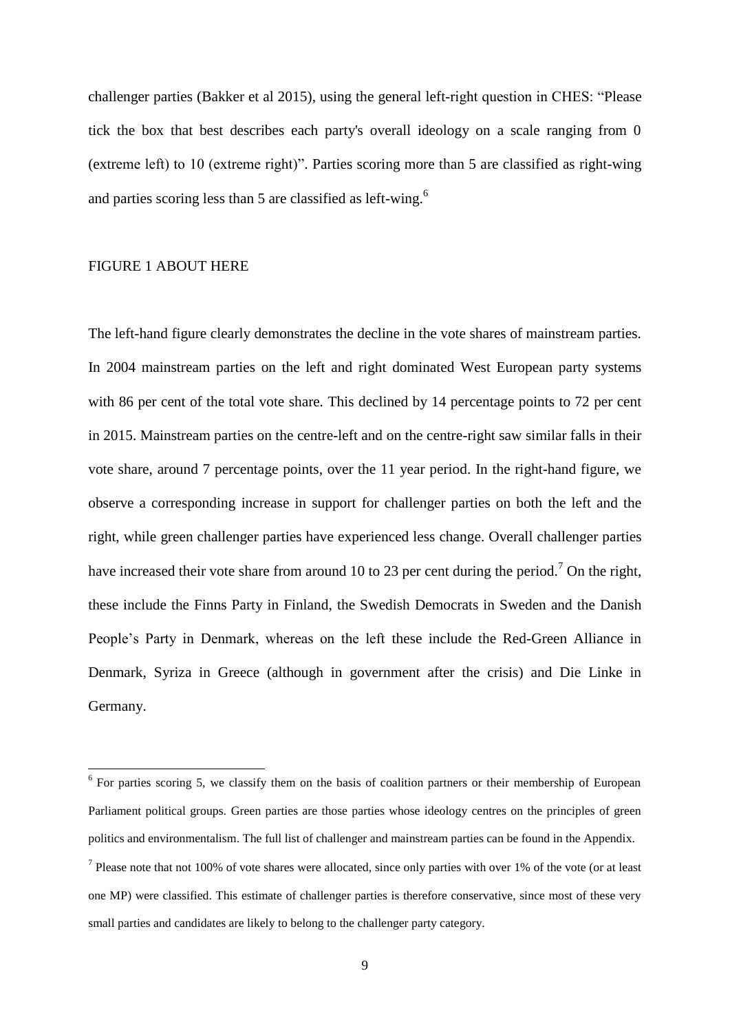challenger parties (Bakker et al 2015), using the general left-right question in CHES: "Please tick the box that best describes each party's overall ideology on a scale ranging from 0 (extreme left) to 10 (extreme right)". Parties scoring more than 5 are classified as right-wing and parties scoring less than 5 are classified as left-wing.[6]

FIGURE 1 ABOUT HERE

The left-hand figure clearly demonstrates the decline in the vote shares of mainstream parties. In 2004 mainstream parties on the left and right dominated West European party systems with 86 per cent of the total vote share. This declined by 14 percentage points to 72 per cent in 2015. Mainstream parties on the centre-left and on the centre-right saw similar falls in their vote share, around 7 percentage points, over the 11 year period. In the right-hand figure, we observe a corresponding increase in support for challenger parties on both the left and the right, while green challenger parties have experienced less change. Overall challenger parties have increased their vote share from around 10 to 23 per cent during the period.[7] On the right, these include the Finns Party in Finland, the Swedish Democrats in Sweden and the Danish People's Party in Denmark, whereas on the left these include the Red-Green Alliance in Denmark, Syriza in Greece (although in government after the crisis) and Die Linke in Germany.

[6] For parties scoring 5, we classify them on the basis of coalition partners or their membership of European Parliament political groups. Green parties are those parties whose ideology centres on the principles of green politics and environmentalism. The full list of challenger and mainstream parties can be found in the Appendix.

[7] Please note that not 100% of vote shares were allocated, since only parties with over 1% of the vote (or at least one MP) were classified. This estimate of challenger parties is therefore conservative, since most of these very small parties and candidates are likely to belong to the challenger party category.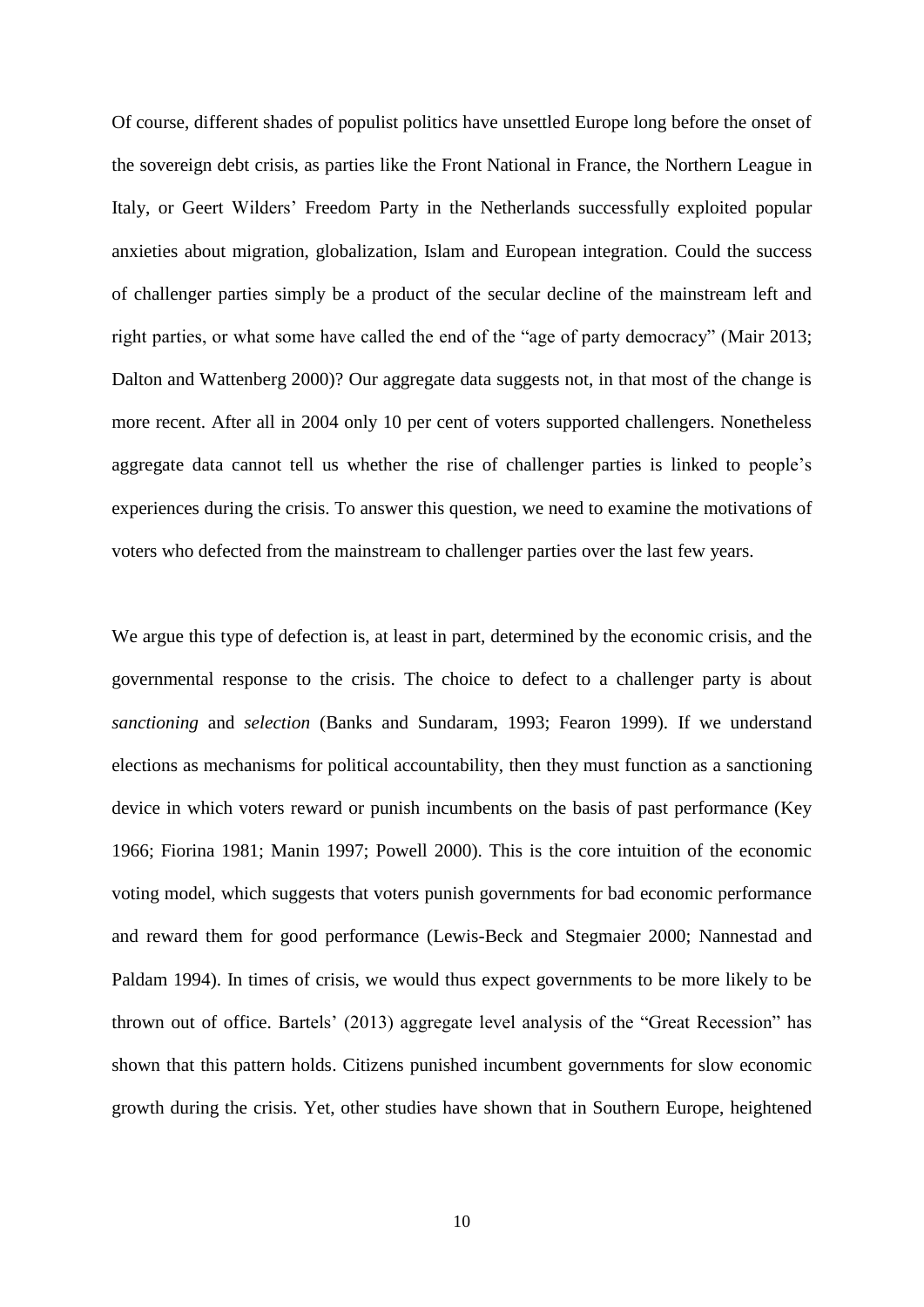Of course, different shades of populist politics have unsettled Europe long before the onset of the sovereign debt crisis, as parties like the Front National in France, the Northern League in Italy, or Geert Wilders' Freedom Party in the Netherlands successfully exploited popular anxieties about migration, globalization, Islam and European integration. Could the success of challenger parties simply be a product of the secular decline of the mainstream left and right parties, or what some have called the end of the "age of party democracy" (Mair 2013; Dalton and Wattenberg 2000)? Our aggregate data suggests not, in that most of the change is more recent. After all in 2004 only 10 per cent of voters supported challengers. Nonetheless aggregate data cannot tell us whether the rise of challenger parties is linked to people's experiences during the crisis. To answer this question, we need to examine the motivations of voters who defected from the mainstream to challenger parties over the last few years.

We argue this type of defection is, at least in part, determined by the economic crisis, and the governmental response to the crisis. The choice to defect to a challenger party is about *sanctioning* and *selection* (Banks and Sundaram, 1993; Fearon 1999). If we understand elections as mechanisms for political accountability, then they must function as a sanctioning device in which voters reward or punish incumbents on the basis of past performance (Key 1966; Fiorina 1981; Manin 1997; Powell 2000). This is the core intuition of the economic voting model, which suggests that voters punish governments for bad economic performance and reward them for good performance (Lewis-Beck and Stegmaier 2000; Nannestad and Paldam 1994). In times of crisis, we would thus expect governments to be more likely to be thrown out of office. Bartels' (2013) aggregate level analysis of the "Great Recession" has shown that this pattern holds. Citizens punished incumbent governments for slow economic growth during the crisis. Yet, other studies have shown that in Southern Europe, heightened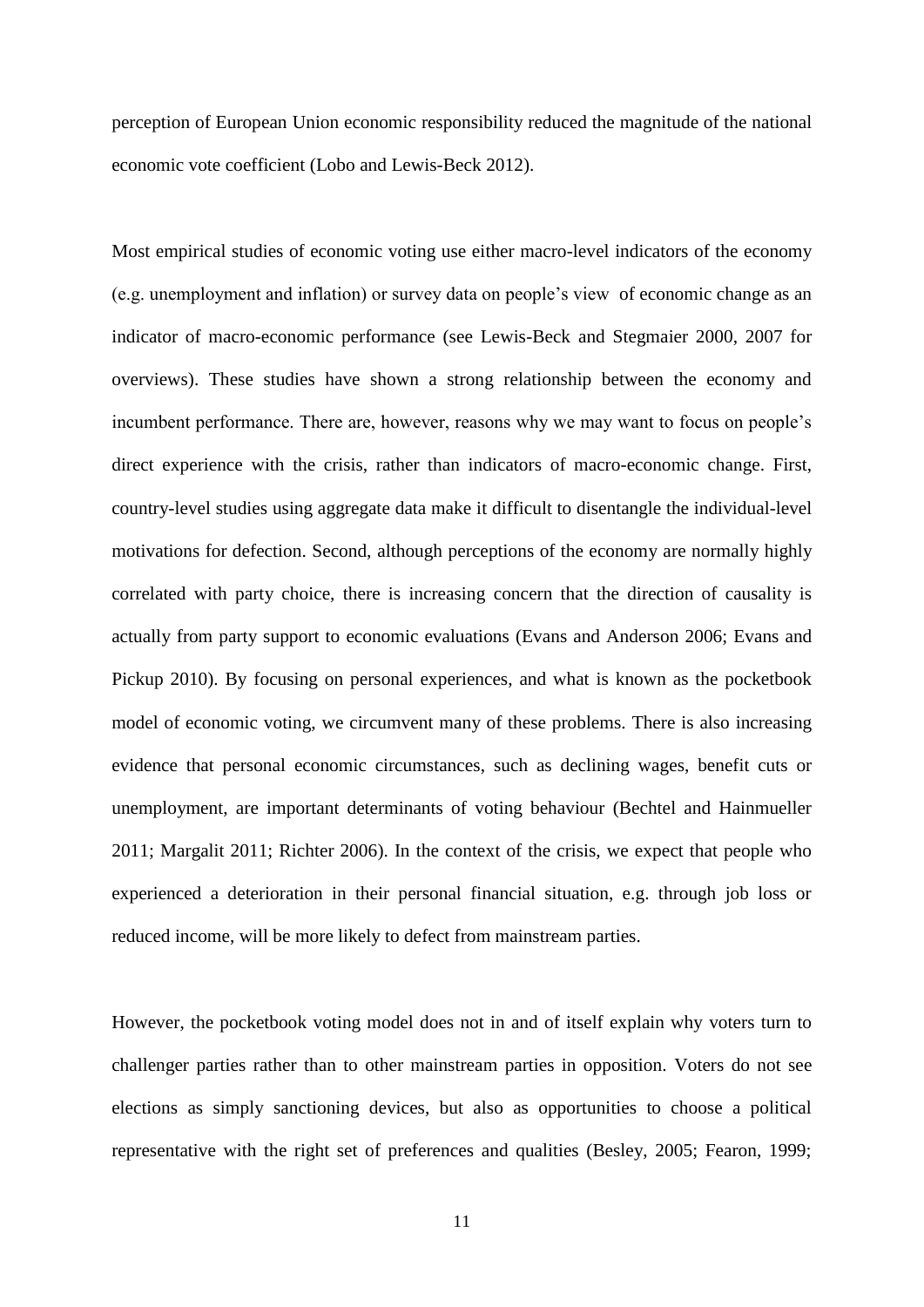perception of European Union economic responsibility reduced the magnitude of the national economic vote coefficient (Lobo and Lewis-Beck 2012).

Most empirical studies of economic voting use either macro-level indicators of the economy (e.g. unemployment and inflation) or survey data on people's view of economic change as an indicator of macro-economic performance (see Lewis-Beck and Stegmaier 2000, 2007 for overviews). These studies have shown a strong relationship between the economy and incumbent performance. There are, however, reasons why we may want to focus on people's direct experience with the crisis, rather than indicators of macro-economic change. First, country-level studies using aggregate data make it difficult to disentangle the individual-level motivations for defection. Second, although perceptions of the economy are normally highly correlated with party choice, there is increasing concern that the direction of causality is actually from party support to economic evaluations (Evans and Anderson 2006; Evans and Pickup 2010). By focusing on personal experiences, and what is known as the pocketbook model of economic voting, we circumvent many of these problems. There is also increasing evidence that personal economic circumstances, such as declining wages, benefit cuts or unemployment, are important determinants of voting behaviour (Bechtel and Hainmueller 2011; Margalit 2011; Richter 2006). In the context of the crisis, we expect that people who experienced a deterioration in their personal financial situation, e.g. through job loss or reduced income, will be more likely to defect from mainstream parties.

However, the pocketbook voting model does not in and of itself explain why voters turn to challenger parties rather than to other mainstream parties in opposition. Voters do not see elections as simply sanctioning devices, but also as opportunities to choose a political representative with the right set of preferences and qualities (Besley, 2005; Fearon, 1999;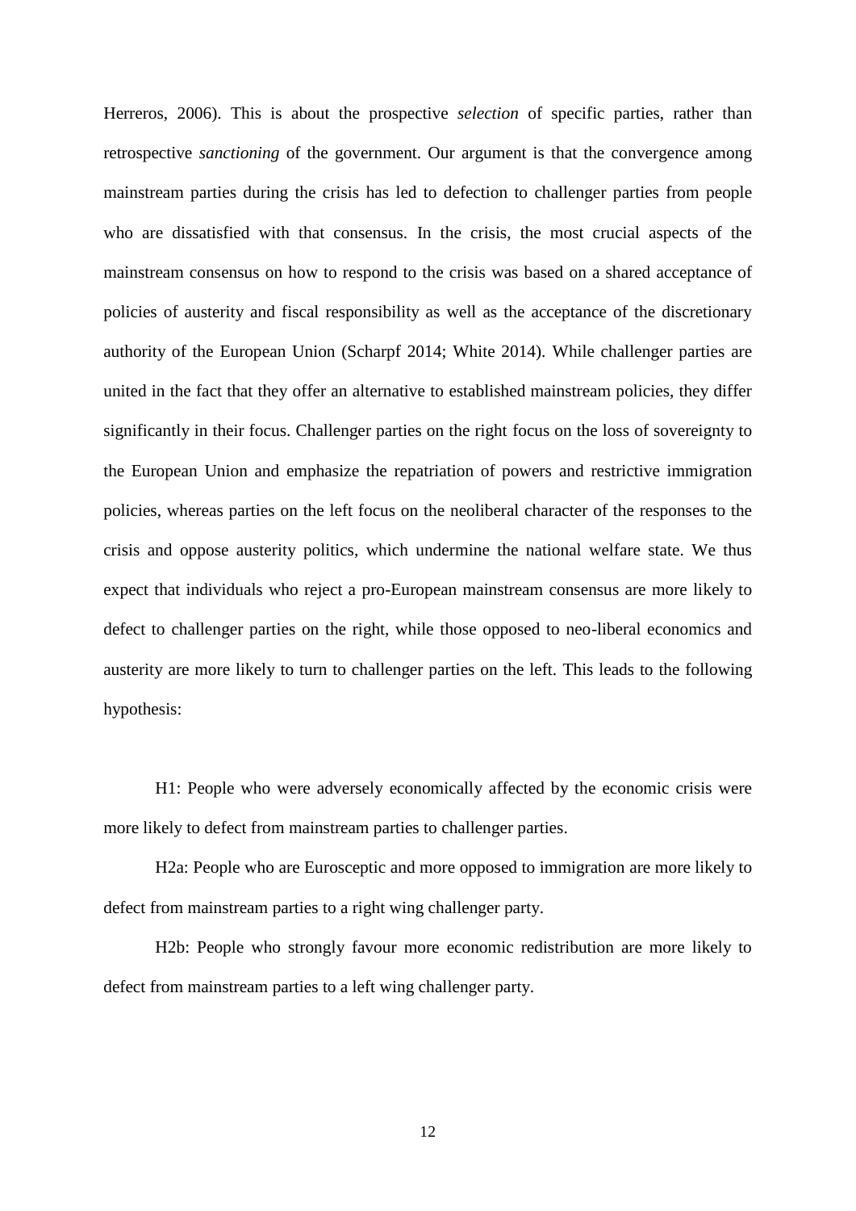Herreros, 2006). This is about the prospective *selection* of specific parties, rather than retrospective *sanctioning* of the government. Our argument is that the convergence among mainstream parties during the crisis has led to defection to challenger parties from people who are dissatisfied with that consensus. In the crisis, the most crucial aspects of the mainstream consensus on how to respond to the crisis was based on a shared acceptance of policies of austerity and fiscal responsibility as well as the acceptance of the discretionary authority of the European Union (Scharpf 2014; White 2014). While challenger parties are united in the fact that they offer an alternative to established mainstream policies, they differ significantly in their focus. Challenger parties on the right focus on the loss of sovereignty to the European Union and emphasize the repatriation of powers and restrictive immigration policies, whereas parties on the left focus on the neoliberal character of the responses to the crisis and oppose austerity politics, which undermine the national welfare state. We thus expect that individuals who reject a pro-European mainstream consensus are more likely to defect to challenger parties on the right, while those opposed to neo-liberal economics and austerity are more likely to turn to challenger parties on the left. This leads to the following hypothesis:

H1: People who were adversely economically affected by the economic crisis were more likely to defect from mainstream parties to challenger parties.

H2a: People who are Eurosceptic and more opposed to immigration are more likely to defect from mainstream parties to a right wing challenger party.

H2b: People who strongly favour more economic redistribution are more likely to defect from mainstream parties to a left wing challenger party.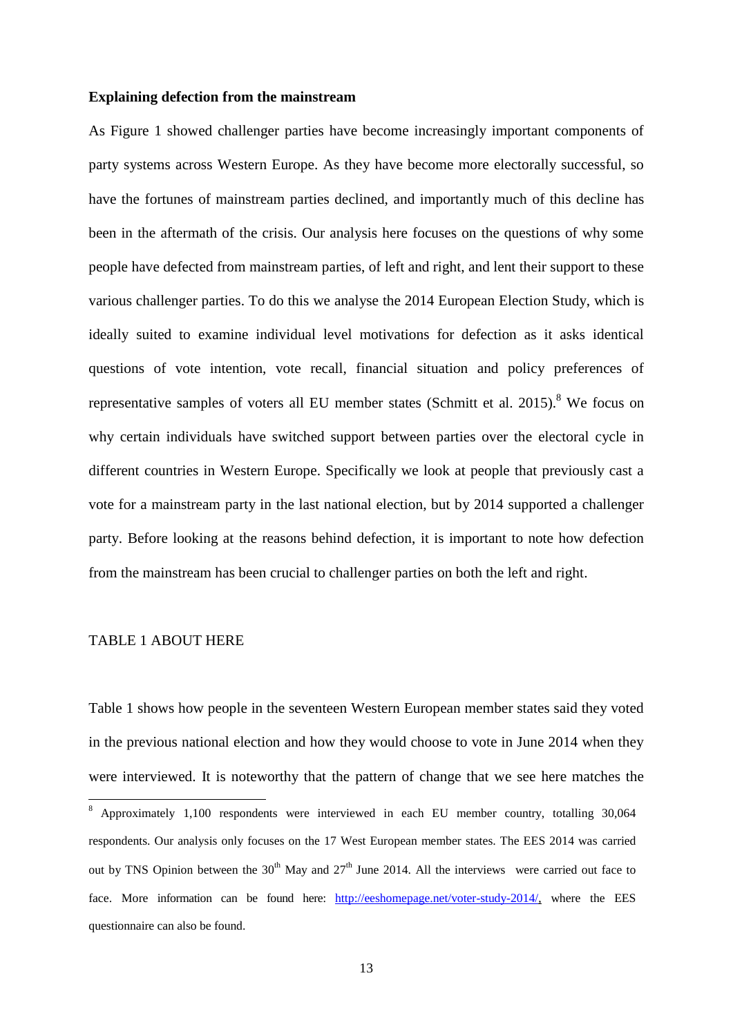**Explaining defection from the mainstream**

As Figure 1 showed challenger parties have become increasingly important components of party systems across Western Europe. As they have become more electorally successful, so have the fortunes of mainstream parties declined, and importantly much of this decline has been in the aftermath of the crisis. Our analysis here focuses on the questions of why some people have defected from mainstream parties, of left and right, and lent their support to these various challenger parties. To do this we analyse the 2014 European Election Study, which is ideally suited to examine individual level motivations for defection as it asks identical questions of vote intention, vote recall, financial situation and policy preferences of representative samples of voters all EU member states (Schmitt et al. 2015).[8] We focus on why certain individuals have switched support between parties over the electoral cycle in different countries in Western Europe. Specifically we look at people that previously cast a vote for a mainstream party in the last national election, but by 2014 supported a challenger party. Before looking at the reasons behind defection, it is important to note how defection from the mainstream has been crucial to challenger parties on both the left and right.

TABLE 1 ABOUT HERE

Table 1 shows how people in the seventeen Western European member states said they voted in the previous national election and how they would choose to vote in June 2014 when they were interviewed. It is noteworthy that the pattern of change that we see here matches the

[8] Approximately 1,100 respondents were interviewed in each EU member country, totalling 30,064 respondents. Our analysis only focuses on the 17 West European member states. The EES 2014 was carried out by TNS Opinion between the 30th May and 27th June 2014. All the interviews were carried out face to face. More information can be found here: http://eeshomepage.net/voter-study-2014/, where the EES questionnaire can also be found.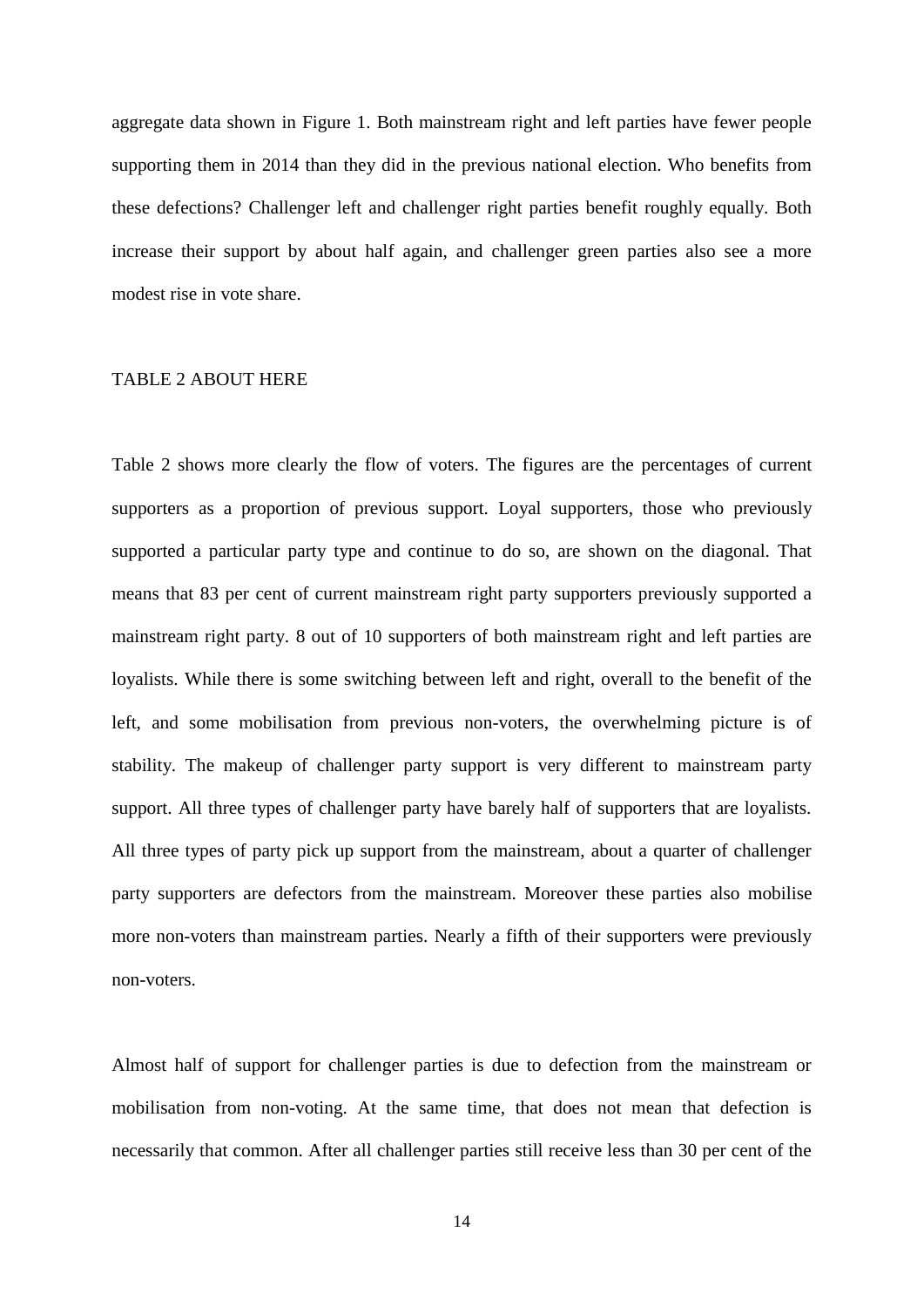aggregate data shown in Figure 1. Both mainstream right and left parties have fewer people supporting them in 2014 than they did in the previous national election. Who benefits from these defections? Challenger left and challenger right parties benefit roughly equally. Both increase their support by about half again, and challenger green parties also see a more modest rise in vote share.

TABLE 2 ABOUT HERE

Table 2 shows more clearly the flow of voters. The figures are the percentages of current supporters as a proportion of previous support. Loyal supporters, those who previously supported a particular party type and continue to do so, are shown on the diagonal. That means that 83 per cent of current mainstream right party supporters previously supported a mainstream right party. 8 out of 10 supporters of both mainstream right and left parties are loyalists. While there is some switching between left and right, overall to the benefit of the left, and some mobilisation from previous non-voters, the overwhelming picture is of stability. The makeup of challenger party support is very different to mainstream party support. All three types of challenger party have barely half of supporters that are loyalists. All three types of party pick up support from the mainstream, about a quarter of challenger party supporters are defectors from the mainstream. Moreover these parties also mobilise more non-voters than mainstream parties. Nearly a fifth of their supporters were previously non-voters.

Almost half of support for challenger parties is due to defection from the mainstream or mobilisation from non-voting. At the same time, that does not mean that defection is necessarily that common. After all challenger parties still receive less than 30 per cent of the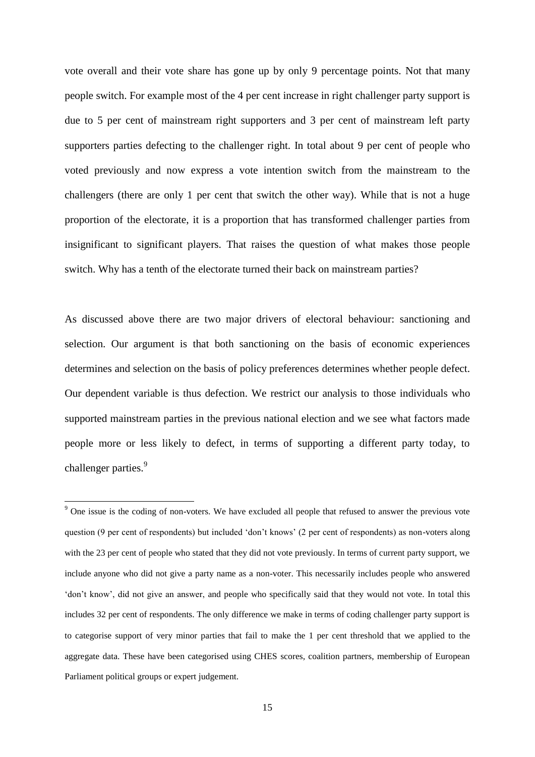vote overall and their vote share has gone up by only 9 percentage points. Not that many people switch. For example most of the 4 per cent increase in right challenger party support is due to 5 per cent of mainstream right supporters and 3 per cent of mainstream left party supporters parties defecting to the challenger right. In total about 9 per cent of people who voted previously and now express a vote intention switch from the mainstream to the challengers (there are only 1 per cent that switch the other way). While that is not a huge proportion of the electorate, it is a proportion that has transformed challenger parties from insignificant to significant players. That raises the question of what makes those people switch. Why has a tenth of the electorate turned their back on mainstream parties?

As discussed above there are two major drivers of electoral behaviour: sanctioning and selection. Our argument is that both sanctioning on the basis of economic experiences determines and selection on the basis of policy preferences determines whether people defect. Our dependent variable is thus defection. We restrict our analysis to those individuals who supported mainstream parties in the previous national election and we see what factors made people more or less likely to defect, in terms of supporting a different party today, to challenger parties.[9]

[9] One issue is the coding of non-voters. We have excluded all people that refused to answer the previous vote question (9 per cent of respondents) but included 'don't knows' (2 per cent of respondents) as non-voters along with the 23 per cent of people who stated that they did not vote previously. In terms of current party support, we include anyone who did not give a party name as a non-voter. This necessarily includes people who answered 'don't know', did not give an answer, and people who specifically said that they would not vote. In total this includes 32 per cent of respondents. The only difference we make in terms of coding challenger party support is to categorise support of very minor parties that fail to make the 1 per cent threshold that we applied to the aggregate data. These have been categorised using CHES scores, coalition partners, membership of European Parliament political groups or expert judgement.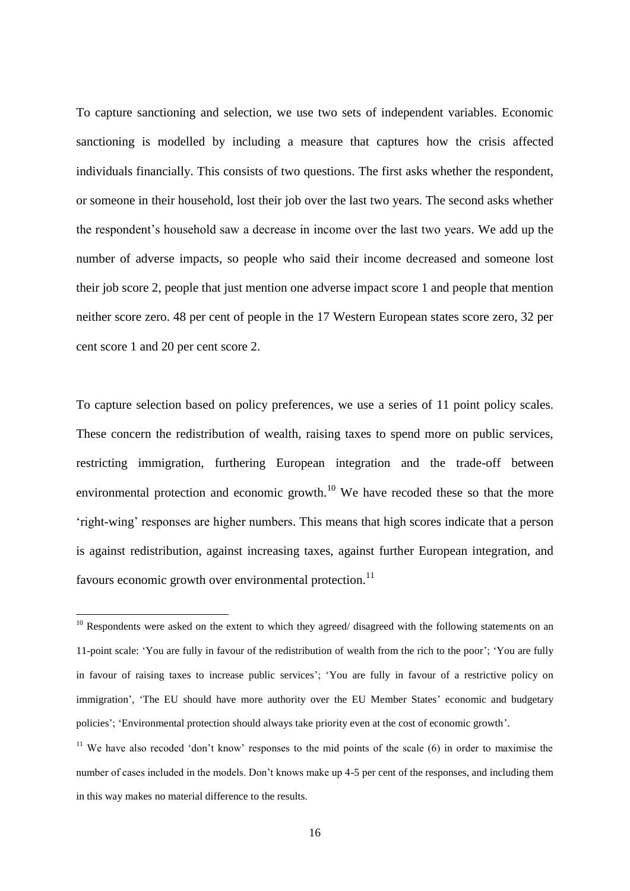To capture sanctioning and selection, we use two sets of independent variables. Economic sanctioning is modelled by including a measure that captures how the crisis affected individuals financially. This consists of two questions. The first asks whether the respondent, or someone in their household, lost their job over the last two years. The second asks whether the respondent's household saw a decrease in income over the last two years. We add up the number of adverse impacts, so people who said their income decreased and someone lost their job score 2, people that just mention one adverse impact score 1 and people that mention neither score zero. 48 per cent of people in the 17 Western European states score zero, 32 per cent score 1 and 20 per cent score 2.

To capture selection based on policy preferences, we use a series of 11 point policy scales. These concern the redistribution of wealth, raising taxes to spend more on public services, restricting immigration, furthering European integration and the trade-off between environmental protection and economic growth.[10] We have recoded these so that the more 'right-wing' responses are higher numbers. This means that high scores indicate that a person is against redistribution, against increasing taxes, against further European integration, and favours economic growth over environmental protection.[11]

[10] Respondents were asked on the extent to which they agreed/ disagreed with the following statements on an 11-point scale: 'You are fully in favour of the redistribution of wealth from the rich to the poor'; 'You are fully in favour of raising taxes to increase public services'; 'You are fully in favour of a restrictive policy on immigration', 'The EU should have more authority over the EU Member States' economic and budgetary policies'; 'Environmental protection should always take priority even at the cost of economic growth'.

[11] We have also recoded 'don't know' responses to the mid points of the scale (6) in order to maximise the number of cases included in the models. Don't knows make up 4-5 per cent of the responses, and including them in this way makes no material difference to the results.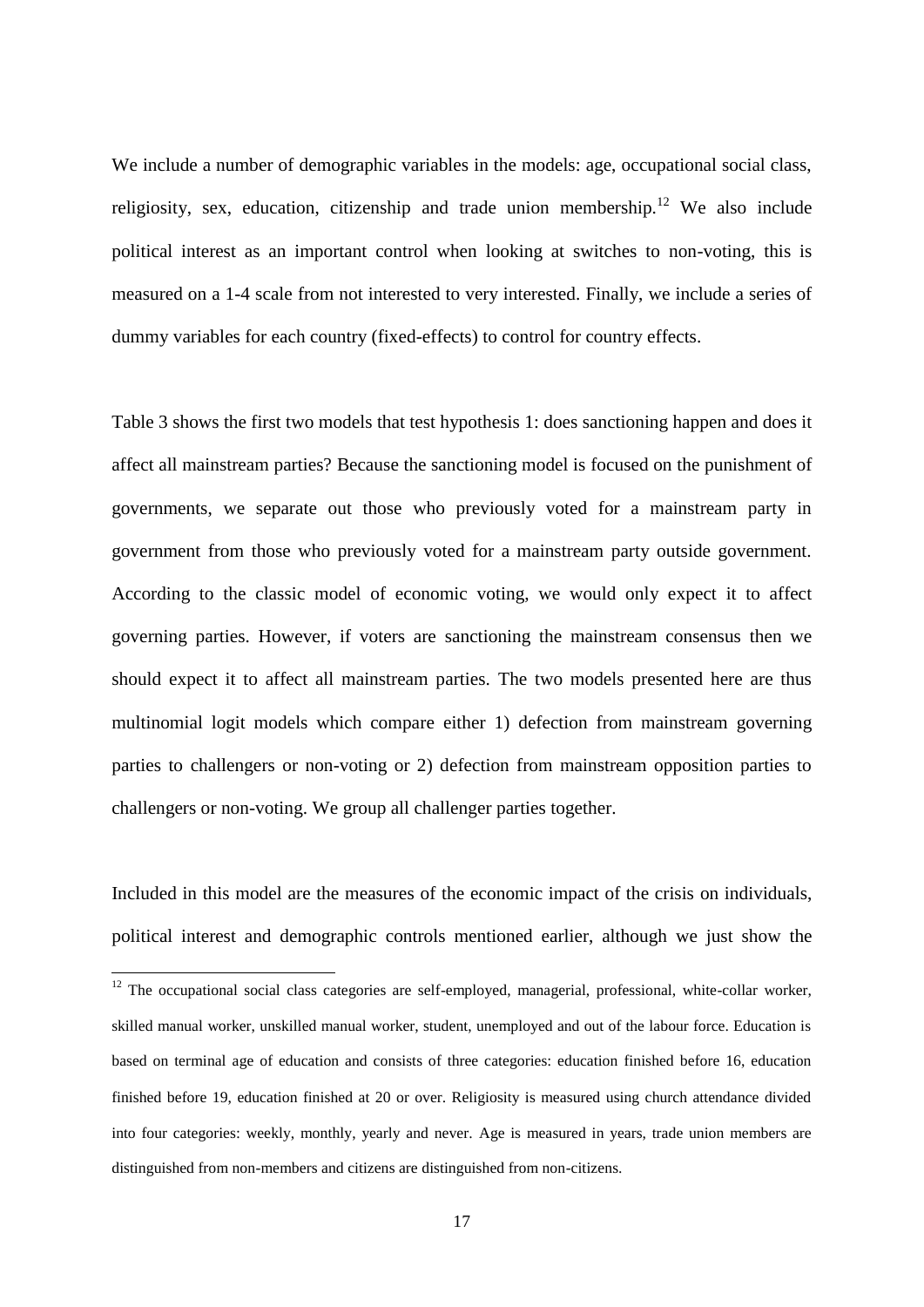We include a number of demographic variables in the models: age, occupational social class, religiosity, sex, education, citizenship and trade union membership.[12] We also include political interest as an important control when looking at switches to non-voting, this is measured on a 1-4 scale from not interested to very interested. Finally, we include a series of dummy variables for each country (fixed-effects) to control for country effects.

Table 3 shows the first two models that test hypothesis 1: does sanctioning happen and does it affect all mainstream parties? Because the sanctioning model is focused on the punishment of governments, we separate out those who previously voted for a mainstream party in government from those who previously voted for a mainstream party outside government. According to the classic model of economic voting, we would only expect it to affect governing parties. However, if voters are sanctioning the mainstream consensus then we should expect it to affect all mainstream parties. The two models presented here are thus multinomial logit models which compare either 1) defection from mainstream governing parties to challengers or non-voting or 2) defection from mainstream opposition parties to challengers or non-voting. We group all challenger parties together.

Included in this model are the measures of the economic impact of the crisis on individuals, political interest and demographic controls mentioned earlier, although we just show the

[12] The occupational social class categories are self-employed, managerial, professional, white-collar worker, skilled manual worker, unskilled manual worker, student, unemployed and out of the labour force. Education is based on terminal age of education and consists of three categories: education finished before 16, education finished before 19, education finished at 20 or over. Religiosity is measured using church attendance divided into four categories: weekly, monthly, yearly and never. Age is measured in years, trade union members are distinguished from non-members and citizens are distinguished from non-citizens.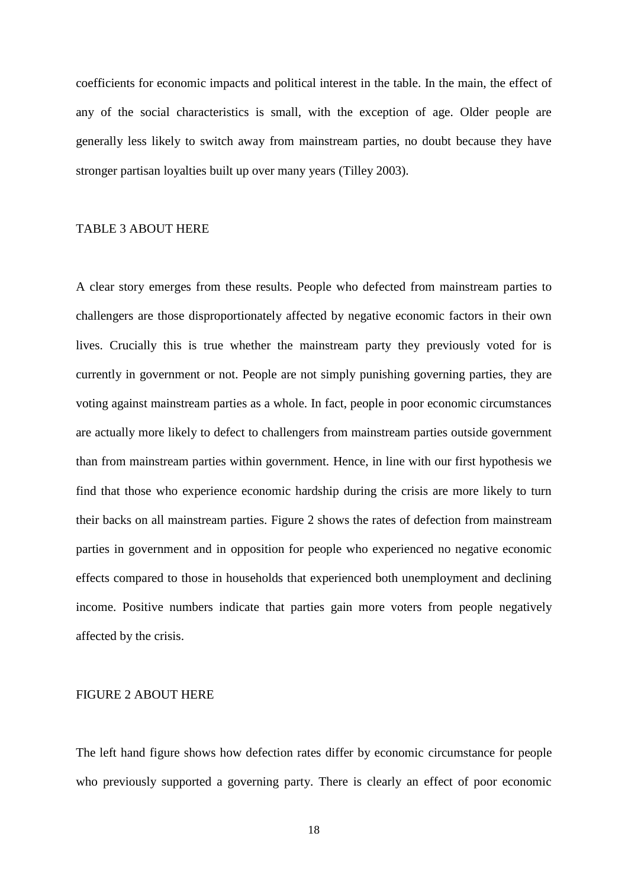coefficients for economic impacts and political interest in the table. In the main, the effect of any of the social characteristics is small, with the exception of age. Older people are generally less likely to switch away from mainstream parties, no doubt because they have stronger partisan loyalties built up over many years (Tilley 2003).

TABLE 3 ABOUT HERE

A clear story emerges from these results. People who defected from mainstream parties to challengers are those disproportionately affected by negative economic factors in their own lives. Crucially this is true whether the mainstream party they previously voted for is currently in government or not. People are not simply punishing governing parties, they are voting against mainstream parties as a whole. In fact, people in poor economic circumstances are actually more likely to defect to challengers from mainstream parties outside government than from mainstream parties within government. Hence, in line with our first hypothesis we find that those who experience economic hardship during the crisis are more likely to turn their backs on all mainstream parties. Figure 2 shows the rates of defection from mainstream parties in government and in opposition for people who experienced no negative economic effects compared to those in households that experienced both unemployment and declining income. Positive numbers indicate that parties gain more voters from people negatively affected by the crisis.

FIGURE 2 ABOUT HERE

The left hand figure shows how defection rates differ by economic circumstance for people who previously supported a governing party. There is clearly an effect of poor economic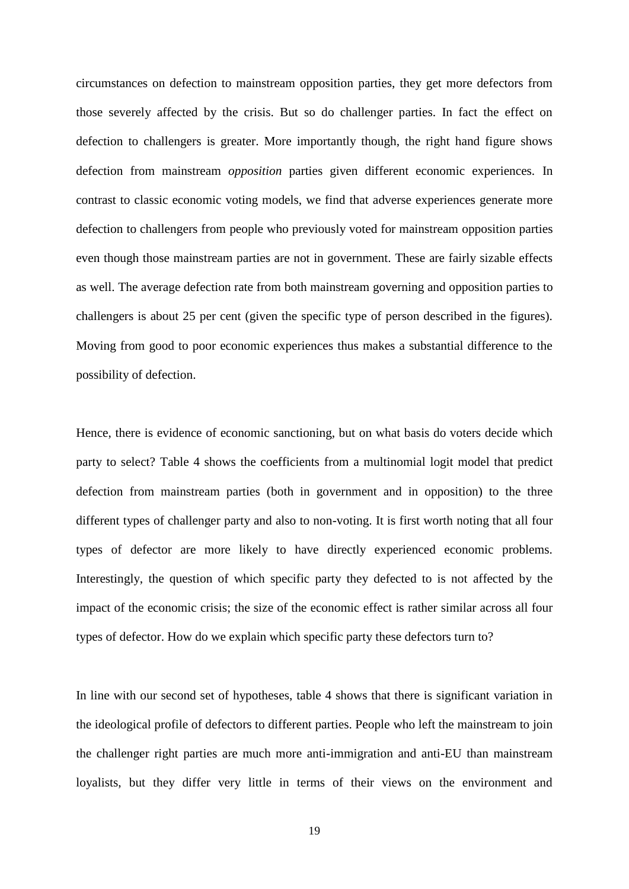circumstances on defection to mainstream opposition parties, they get more defectors from those severely affected by the crisis. But so do challenger parties. In fact the effect on defection to challengers is greater. More importantly though, the right hand figure shows defection from mainstream *opposition* parties given different economic experiences. In contrast to classic economic voting models, we find that adverse experiences generate more defection to challengers from people who previously voted for mainstream opposition parties even though those mainstream parties are not in government. These are fairly sizable effects as well. The average defection rate from both mainstream governing and opposition parties to challengers is about 25 per cent (given the specific type of person described in the figures). Moving from good to poor economic experiences thus makes a substantial difference to the possibility of defection.

Hence, there is evidence of economic sanctioning, but on what basis do voters decide which party to select? Table 4 shows the coefficients from a multinomial logit model that predict defection from mainstream parties (both in government and in opposition) to the three different types of challenger party and also to non-voting. It is first worth noting that all four types of defector are more likely to have directly experienced economic problems. Interestingly, the question of which specific party they defected to is not affected by the impact of the economic crisis; the size of the economic effect is rather similar across all four types of defector. How do we explain which specific party these defectors turn to?

In line with our second set of hypotheses, table 4 shows that there is significant variation in the ideological profile of defectors to different parties. People who left the mainstream to join the challenger right parties are much more anti-immigration and anti-EU than mainstream loyalists, but they differ very little in terms of their views on the environment and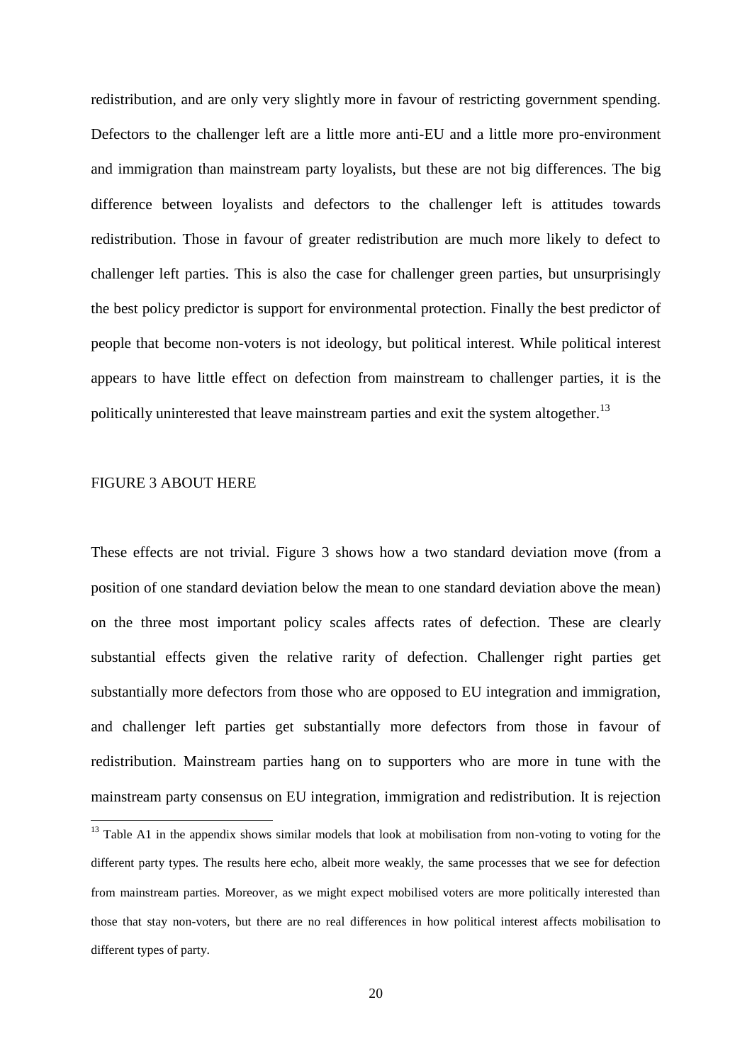redistribution, and are only very slightly more in favour of restricting government spending. Defectors to the challenger left are a little more anti-EU and a little more pro-environment and immigration than mainstream party loyalists, but these are not big differences. The big difference between loyalists and defectors to the challenger left is attitudes towards redistribution. Those in favour of greater redistribution are much more likely to defect to challenger left parties. This is also the case for challenger green parties, but unsurprisingly the best policy predictor is support for environmental protection. Finally the best predictor of people that become non-voters is not ideology, but political interest. While political interest appears to have little effect on defection from mainstream to challenger parties, it is the politically uninterested that leave mainstream parties and exit the system altogether.[13]

FIGURE 3 ABOUT HERE

These effects are not trivial. Figure 3 shows how a two standard deviation move (from a position of one standard deviation below the mean to one standard deviation above the mean) on the three most important policy scales affects rates of defection. These are clearly substantial effects given the relative rarity of defection. Challenger right parties get substantially more defectors from those who are opposed to EU integration and immigration, and challenger left parties get substantially more defectors from those in favour of redistribution. Mainstream parties hang on to supporters who are more in tune with the mainstream party consensus on EU integration, immigration and redistribution. It is rejection

[13] Table A1 in the appendix shows similar models that look at mobilisation from non-voting to voting for the different party types. The results here echo, albeit more weakly, the same processes that we see for defection from mainstream parties. Moreover, as we might expect mobilised voters are more politically interested than those that stay non-voters, but there are no real differences in how political interest affects mobilisation to different types of party.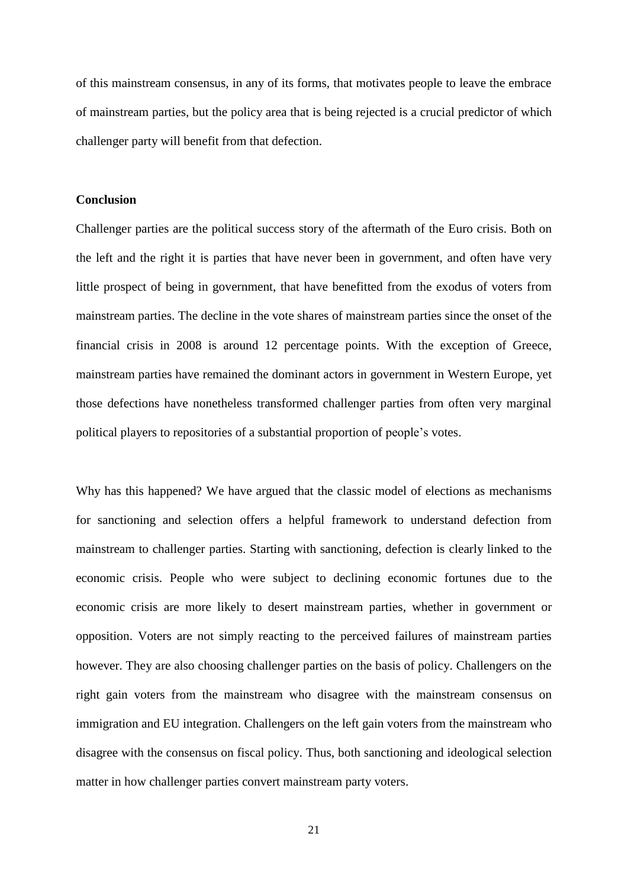of this mainstream consensus, in any of its forms, that motivates people to leave the embrace of mainstream parties, but the policy area that is being rejected is a crucial predictor of which challenger party will benefit from that defection.

## Conclusion

Challenger parties are the political success story of the aftermath of the Euro crisis. Both on the left and the right it is parties that have never been in government, and often have very little prospect of being in government, that have benefitted from the exodus of voters from mainstream parties. The decline in the vote shares of mainstream parties since the onset of the financial crisis in 2008 is around 12 percentage points. With the exception of Greece, mainstream parties have remained the dominant actors in government in Western Europe, yet those defections have nonetheless transformed challenger parties from often very marginal political players to repositories of a substantial proportion of people's votes.

Why has this happened? We have argued that the classic model of elections as mechanisms for sanctioning and selection offers a helpful framework to understand defection from mainstream to challenger parties. Starting with sanctioning, defection is clearly linked to the economic crisis. People who were subject to declining economic fortunes due to the economic crisis are more likely to desert mainstream parties, whether in government or opposition. Voters are not simply reacting to the perceived failures of mainstream parties however. They are also choosing challenger parties on the basis of policy. Challengers on the right gain voters from the mainstream who disagree with the mainstream consensus on immigration and EU integration. Challengers on the left gain voters from the mainstream who disagree with the consensus on fiscal policy. Thus, both sanctioning and ideological selection matter in how challenger parties convert mainstream party voters.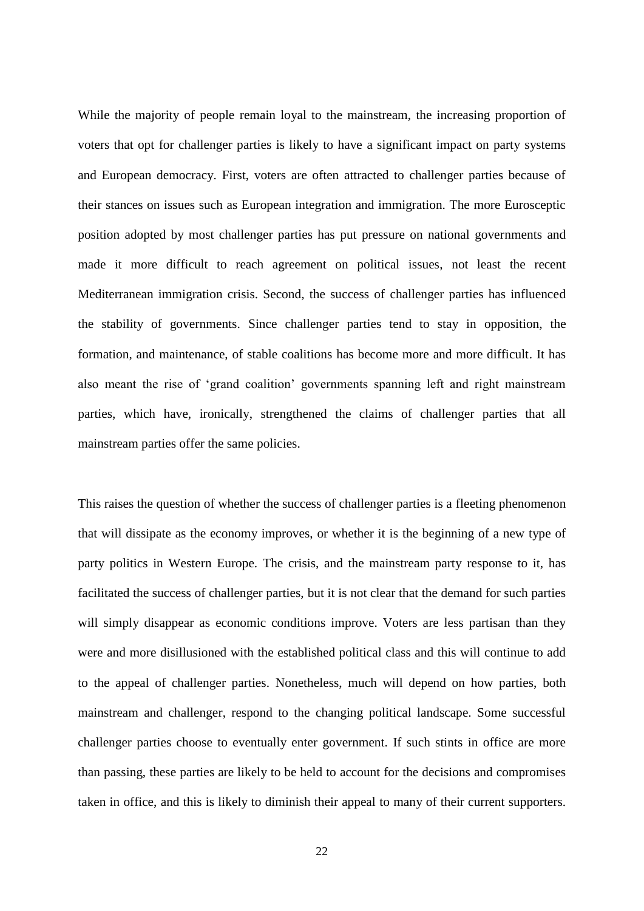While the majority of people remain loyal to the mainstream, the increasing proportion of voters that opt for challenger parties is likely to have a significant impact on party systems and European democracy. First, voters are often attracted to challenger parties because of their stances on issues such as European integration and immigration. The more Eurosceptic position adopted by most challenger parties has put pressure on national governments and made it more difficult to reach agreement on political issues, not least the recent Mediterranean immigration crisis. Second, the success of challenger parties has influenced the stability of governments. Since challenger parties tend to stay in opposition, the formation, and maintenance, of stable coalitions has become more and more difficult. It has also meant the rise of 'grand coalition' governments spanning left and right mainstream parties, which have, ironically, strengthened the claims of challenger parties that all mainstream parties offer the same policies.

This raises the question of whether the success of challenger parties is a fleeting phenomenon that will dissipate as the economy improves, or whether it is the beginning of a new type of party politics in Western Europe. The crisis, and the mainstream party response to it, has facilitated the success of challenger parties, but it is not clear that the demand for such parties will simply disappear as economic conditions improve. Voters are less partisan than they were and more disillusioned with the established political class and this will continue to add to the appeal of challenger parties. Nonetheless, much will depend on how parties, both mainstream and challenger, respond to the changing political landscape. Some successful challenger parties choose to eventually enter government. If such stints in office are more than passing, these parties are likely to be held to account for the decisions and compromises taken in office, and this is likely to diminish their appeal to many of their current supporters.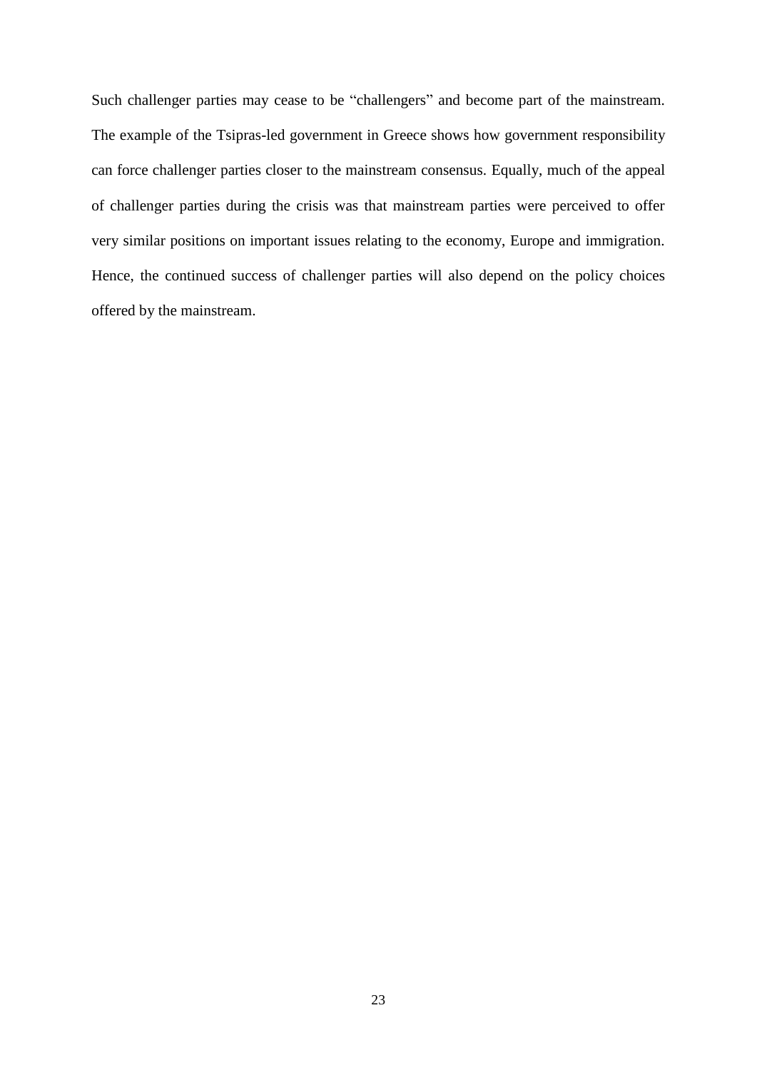Such challenger parties may cease to be "challengers" and become part of the mainstream. The example of the Tsipras-led government in Greece shows how government responsibility can force challenger parties closer to the mainstream consensus. Equally, much of the appeal of challenger parties during the crisis was that mainstream parties were perceived to offer very similar positions on important issues relating to the economy, Europe and immigration. Hence, the continued success of challenger parties will also depend on the policy choices offered by the mainstream.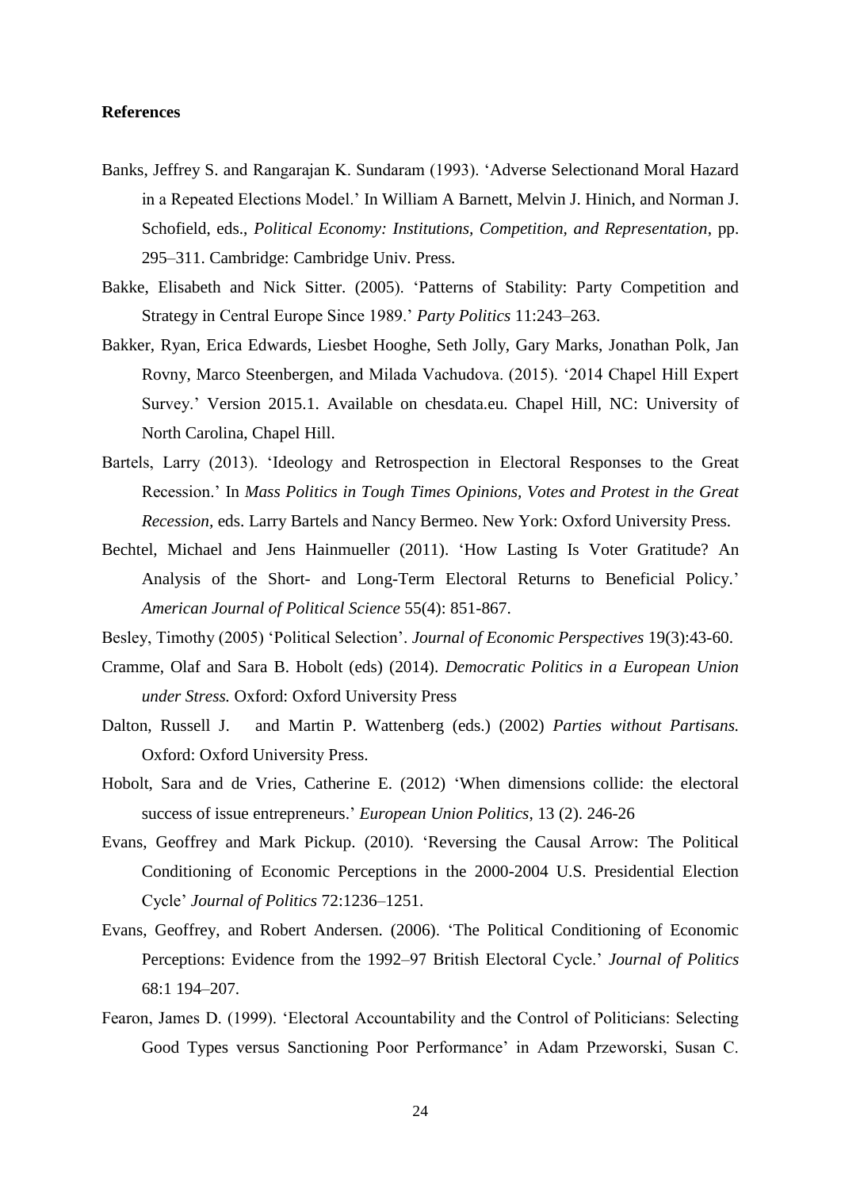**References**

Banks, Jeffrey S. and Rangarajan K. Sundaram (1993). 'Adverse Selectionand Moral Hazard in a Repeated Elections Model.' In William A Barnett, Melvin J. Hinich, and Norman J. Schofield, eds., *Political Economy: Institutions, Competition, and Representation*, pp. 295–311. Cambridge: Cambridge Univ. Press.

Bakke, Elisabeth and Nick Sitter. (2005). 'Patterns of Stability: Party Competition and Strategy in Central Europe Since 1989.' *Party Politics* 11:243–263.

Bakker, Ryan, Erica Edwards, Liesbet Hooghe, Seth Jolly, Gary Marks, Jonathan Polk, Jan Rovny, Marco Steenbergen, and Milada Vachudova. (2015). '2014 Chapel Hill Expert Survey.' Version 2015.1. Available on chesdata.eu. Chapel Hill, NC: University of North Carolina, Chapel Hill.

Bartels, Larry (2013). 'Ideology and Retrospection in Electoral Responses to the Great Recession.' In *Mass Politics in Tough Times Opinions, Votes and Protest in the Great Recession*, eds. Larry Bartels and Nancy Bermeo. New York: Oxford University Press.

Bechtel, Michael and Jens Hainmueller (2011). 'How Lasting Is Voter Gratitude? An Analysis of the Short- and Long-Term Electoral Returns to Beneficial Policy.' *American Journal of Political Science* 55(4): 851-867.

Besley, Timothy (2005) 'Political Selection'. *Journal of Economic Perspectives* 19(3):43-60.

Cramme, Olaf and Sara B. Hobolt (eds) (2014). *Democratic Politics in a European Union under Stress.* Oxford: Oxford University Press

Dalton, Russell J. and Martin P. Wattenberg (eds.) (2002) *Parties without Partisans.* Oxford: Oxford University Press.

Hobolt, Sara and de Vries, Catherine E. (2012) 'When dimensions collide: the electoral success of issue entrepreneurs.' *European Union Politics*, 13 (2). 246-26

Evans, Geoffrey and Mark Pickup. (2010). 'Reversing the Causal Arrow: The Political Conditioning of Economic Perceptions in the 2000-2004 U.S. Presidential Election Cycle' *Journal of Politics* 72:1236–1251.

Evans, Geoffrey, and Robert Andersen. (2006). 'The Political Conditioning of Economic Perceptions: Evidence from the 1992–97 British Electoral Cycle.' *Journal of Politics* 68:1 194–207.

Fearon, James D. (1999). 'Electoral Accountability and the Control of Politicians: Selecting Good Types versus Sanctioning Poor Performance' in Adam Przeworski, Susan C.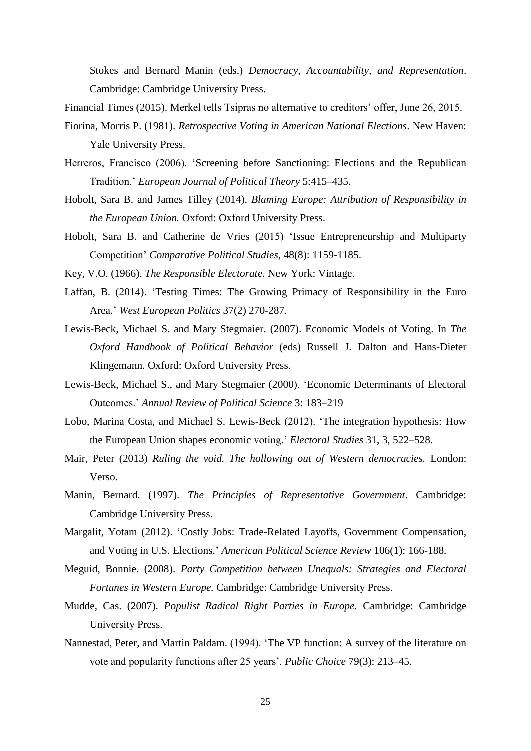Stokes and Bernard Manin (eds.) *Democracy, Accountability, and Representation*. Cambridge: Cambridge University Press.

Financial Times (2015). Merkel tells Tsipras no alternative to creditors' offer, June 26, 2015.

Fiorina, Morris P. (1981). *Retrospective Voting in American National Elections*. New Haven: Yale University Press.

Herreros, Francisco (2006). 'Screening before Sanctioning: Elections and the Republican Tradition.' *European Journal of Political Theory* 5:415–435.

Hobolt, Sara B. and James Tilley (2014). *Blaming Europe: Attribution of Responsibility in the European Union.* Oxford: Oxford University Press.

Hobolt, Sara B. and Catherine de Vries (2015) 'Issue Entrepreneurship and Multiparty Competition' *Comparative Political Studies*, 48(8): 1159-1185.

Key, V.O. (1966). *The Responsible Electorate*. New York: Vintage.

Laffan, B. (2014). 'Testing Times: The Growing Primacy of Responsibility in the Euro Area.' *West European Politics* 37(2) 270-287.

Lewis-Beck, Michael S. and Mary Stegmaier. (2007). Economic Models of Voting. In *The Oxford Handbook of Political Behavior* (eds) Russell J. Dalton and Hans-Dieter Klingemann. Oxford: Oxford University Press.

Lewis-Beck, Michael S., and Mary Stegmaier (2000). 'Economic Determinants of Electoral Outcomes.' *Annual Review of Political Science* 3: 183–219

Lobo, Marina Costa, and Michael S. Lewis-Beck (2012). 'The integration hypothesis: How the European Union shapes economic voting.' *Electoral Studies* 31, 3, 522–528.

Mair, Peter (2013) *Ruling the void. The hollowing out of Western democracies.* London: Verso.

Manin, Bernard. (1997). *The Principles of Representative Government*. Cambridge: Cambridge University Press.

Margalit, Yotam (2012). 'Costly Jobs: Trade-Related Layoffs, Government Compensation, and Voting in U.S. Elections.' *American Political Science Review* 106(1): 166-188.

Meguid, Bonnie. (2008). *Party Competition between Unequals: Strategies and Electoral Fortunes in Western Europe.* Cambridge: Cambridge University Press.

Mudde, Cas. (2007). *Populist Radical Right Parties in Europe.* Cambridge: Cambridge University Press.

Nannestad, Peter, and Martin Paldam. (1994). 'The VP function: A survey of the literature on vote and popularity functions after 25 years'. *Public Choice* 79(3): 213–45.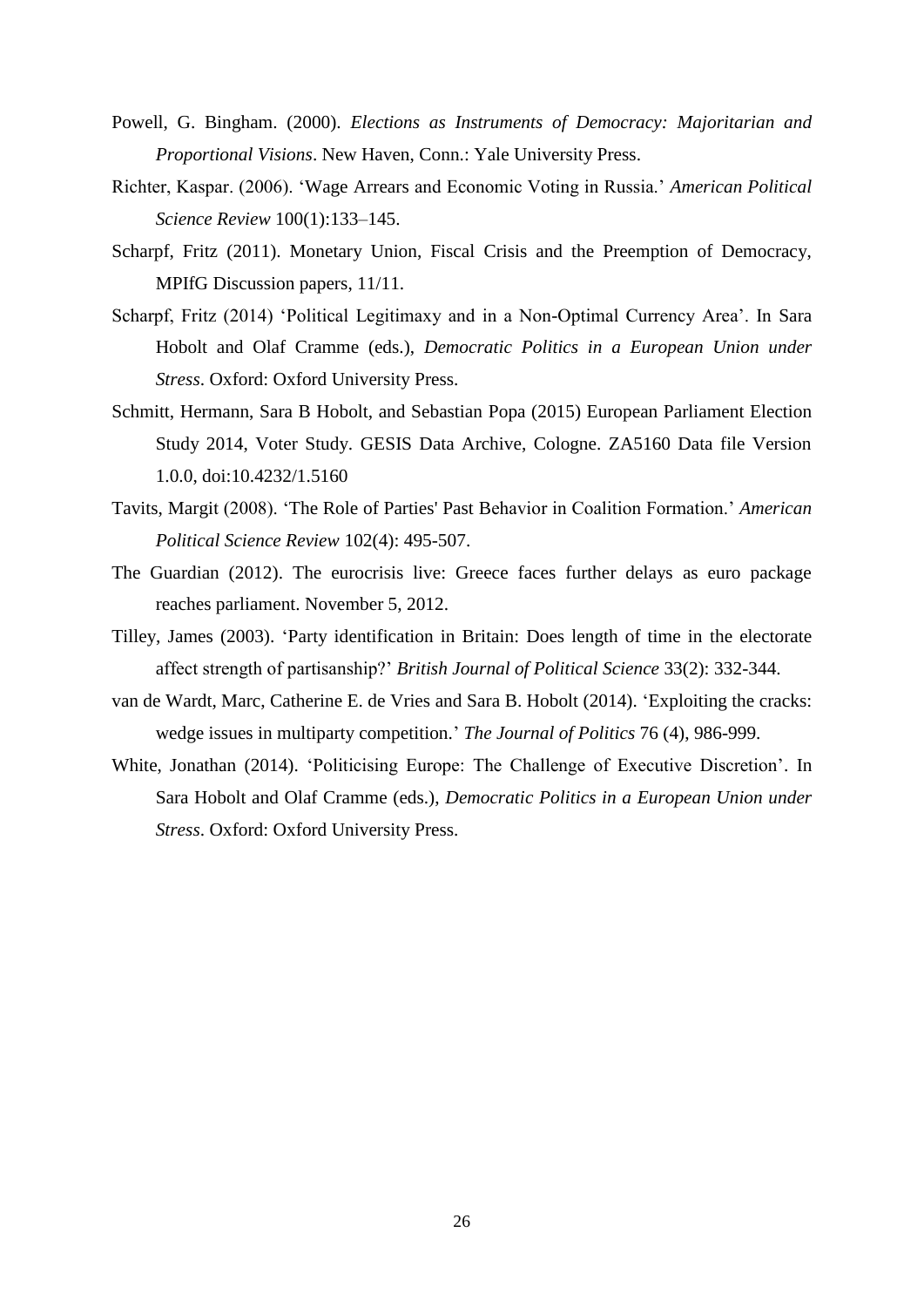Powell, G. Bingham. (2000). *Elections as Instruments of Democracy: Majoritarian and Proportional Visions*. New Haven, Conn.: Yale University Press.

Richter, Kaspar. (2006). 'Wage Arrears and Economic Voting in Russia.' *American Political Science Review* 100(1):133–145.

Scharpf, Fritz (2011). Monetary Union, Fiscal Crisis and the Preemption of Democracy, MPIfG Discussion papers, 11/11.

Scharpf, Fritz (2014) 'Political Legitimaxy and in a Non-Optimal Currency Area'. In Sara Hobolt and Olaf Cramme (eds.), *Democratic Politics in a European Union under Stress*. Oxford: Oxford University Press.

Schmitt, Hermann, Sara B Hobolt, and Sebastian Popa (2015) European Parliament Election Study 2014, Voter Study. GESIS Data Archive, Cologne. ZA5160 Data file Version 1.0.0, doi:10.4232/1.5160

Tavits, Margit (2008). 'The Role of Parties' Past Behavior in Coalition Formation.' *American Political Science Review* 102(4): 495-507.

The Guardian (2012). The eurocrisis live: Greece faces further delays as euro package reaches parliament. November 5, 2012.

Tilley, James (2003). 'Party identification in Britain: Does length of time in the electorate affect strength of partisanship?' *British Journal of Political Science* 33(2): 332-344.

van de Wardt, Marc, Catherine E. de Vries and Sara B. Hobolt (2014). 'Exploiting the cracks: wedge issues in multiparty competition.' *The Journal of Politics* 76 (4), 986-999.

White, Jonathan (2014). 'Politicising Europe: The Challenge of Executive Discretion'. In Sara Hobolt and Olaf Cramme (eds.), *Democratic Politics in a European Union under Stress*. Oxford: Oxford University Press.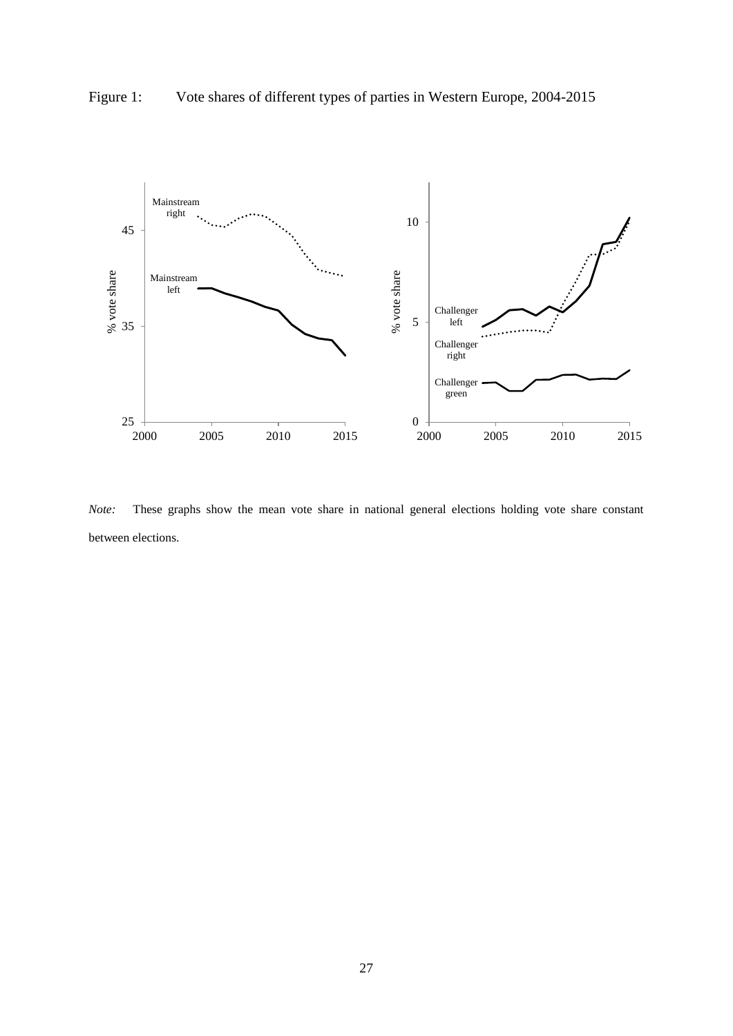Figure 1: Vote shares of different types of parties in Western Europe, 2004-2015

*Note:* These graphs show the mean vote share in national general elections holding vote share constant between elections.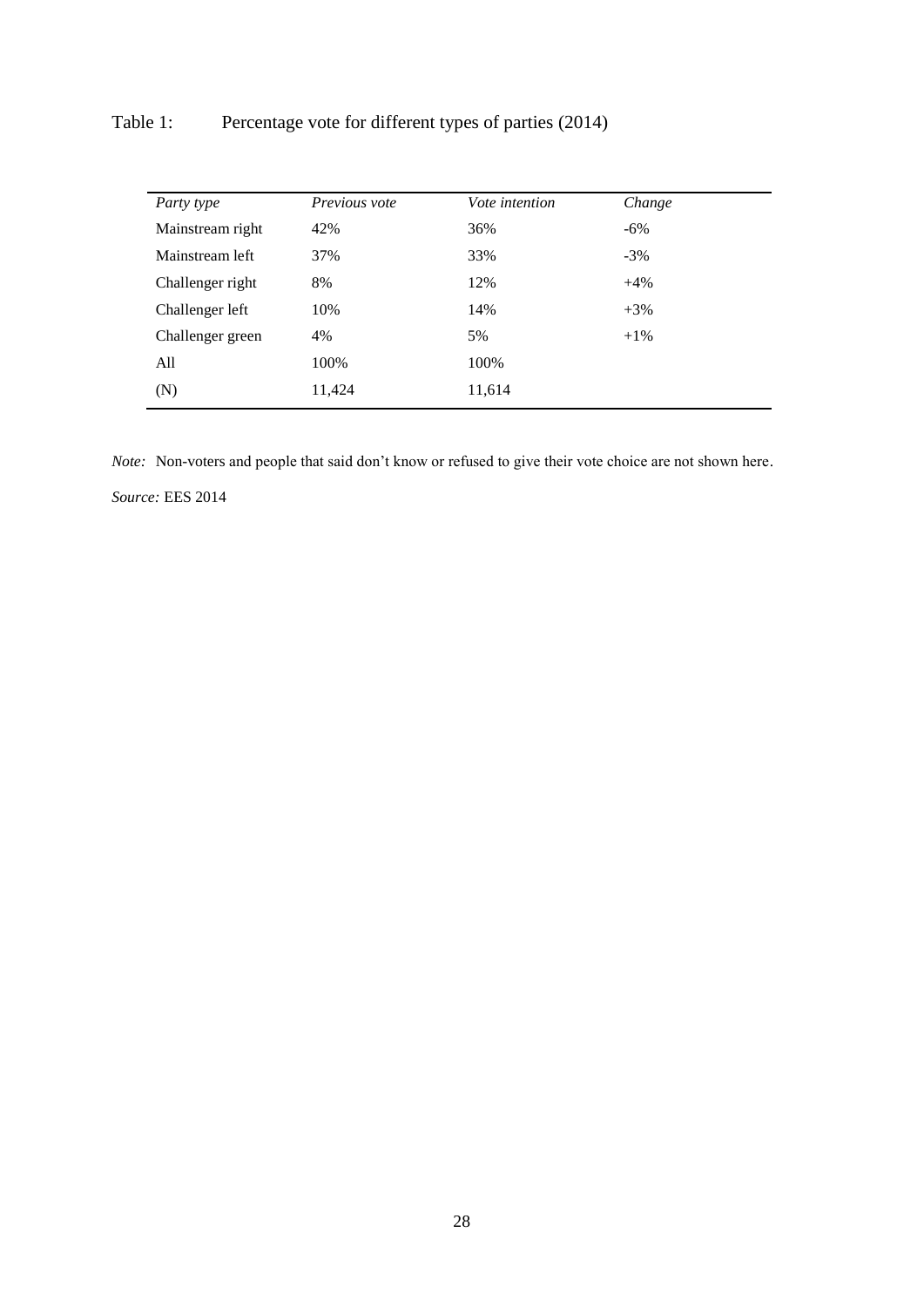Table 1: Percentage vote for different types of parties (2014)

| *Party type* | *Previous vote* | *Vote intention* | *Change* |
|---|---|---|---|
| Mainstream right | 42% | 36% | -6% |
| Mainstream left | 37% | 33% | -3% |
| Challenger right | 8% | 12% | +4% |
| Challenger left | 10% | 14% | +3% |
| Challenger green | 4% | 5% | +1% |
| All | 100% | 100% | |
| (N) | 11,424 | 11,614 | |

*Note:* Non-voters and people that said don't know or refused to give their vote choice are not shown here.

*Source:* EES 2014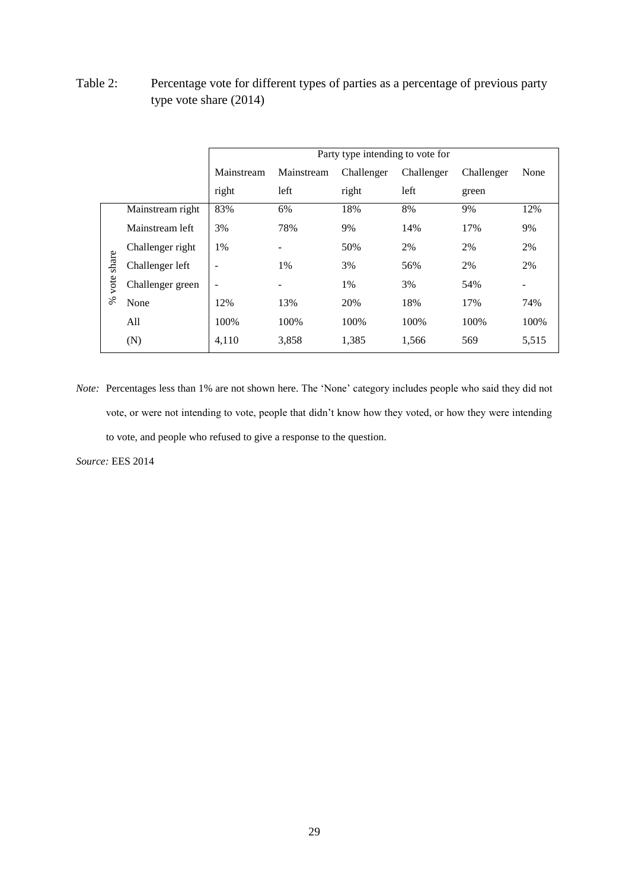Table 2: Percentage vote for different types of parties as a percentage of previous party type vote share (2014)

| | | Party type intending to vote for | | | | | |
|---|---|---|---|---|---|---|---|
| | | Mainstream right | Mainstream left | Challenger right | Challenger left | Challenger green | None |
| % vote share | Mainstream right | 83% | 6% | 18% | 8% | 9% | 12% |
| | Mainstream left | 3% | 78% | 9% | 14% | 17% | 9% |
| | Challenger right | 1% | - | 50% | 2% | 2% | 2% |
| | Challenger left | - | 1% | 3% | 56% | 2% | 2% |
| | Challenger green | - | - | 1% | 3% | 54% | - |
| | None | 12% | 13% | 20% | 18% | 17% | 74% |
| | All | 100% | 100% | 100% | 100% | 100% | 100% |
| | (N) | 4,110 | 3,858 | 1,385 | 1,566 | 569 | 5,515 |

*Note:* Percentages less than 1% are not shown here. The 'None' category includes people who said they did not vote, or were not intending to vote, people that didn't know how they voted, or how they were intending to vote, and people who refused to give a response to the question.

*Source:* EES 2014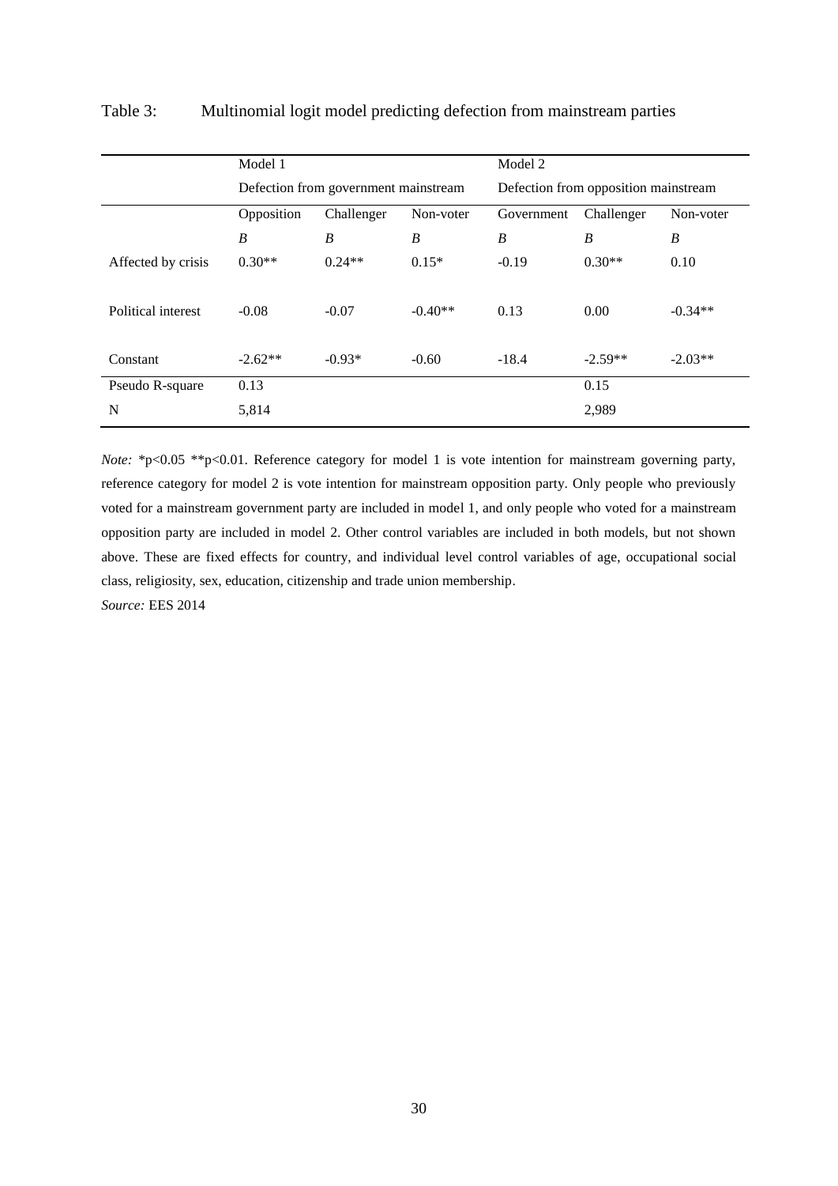Table 3: Multinomial logit model predicting defection from mainstream parties

| | Model 1 | | | Model 2 | | |
|---|---|---|---|---|---|---|
| | Defection from government mainstream | | | Defection from opposition mainstream | | |
| | Opposition | Challenger | Non-voter | Government | Challenger | Non-voter |
| | *B* | *B* | *B* | *B* | *B* | *B* |
| Affected by crisis | 0.30** | 0.24** | 0.15* | -0.19 | 0.30** | 0.10 |
| Political interest | -0.08 | -0.07 | -0.40** | 0.13 | 0.00 | -0.34** |
| Constant | -2.62** | -0.93* | -0.60 | -18.4 | -2.59** | -2.03** |
| Pseudo R-square | 0.13 | | | | 0.15 | |
| N | 5,814 | | | | 2,989 | |

*Note:* *p<0.05 **p<0.01. Reference category for model 1 is vote intention for mainstream governing party, reference category for model 2 is vote intention for mainstream opposition party. Only people who previously voted for a mainstream government party are included in model 1, and only people who voted for a mainstream opposition party are included in model 2. Other control variables are included in both models, but not shown above. These are fixed effects for country, and individual level control variables of age, occupational social class, religiosity, sex, education, citizenship and trade union membership.

*Source:* EES 2014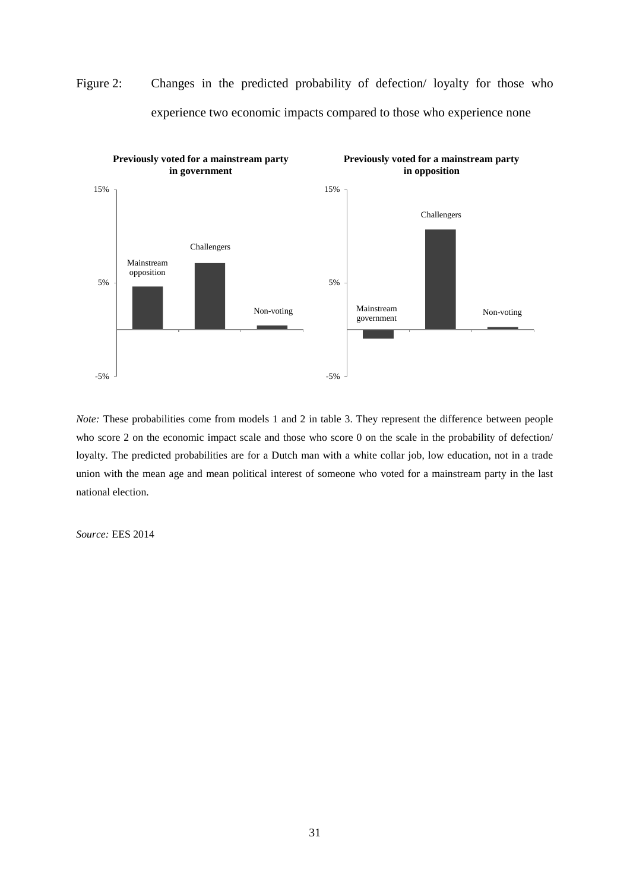Figure 2: Changes in the predicted probability of defection/ loyalty for those who experience two economic impacts compared to those who experience none

**Previously voted for a mainstream party in government**

15%

Challengers

Mainstream opposition

5%

Non-voting

-5%

**Previously voted for a mainstream party in opposition**

15%

Challengers

5%

Mainstream government

Non-voting

-5%

*Note:* These probabilities come from models 1 and 2 in table 3. They represent the difference between people who score 2 on the economic impact scale and those who score 0 on the scale in the probability of defection/ loyalty. The predicted probabilities are for a Dutch man with a white collar job, low education, not in a trade union with the mean age and mean political interest of someone who voted for a mainstream party in the last national election.

*Source:* EES 2014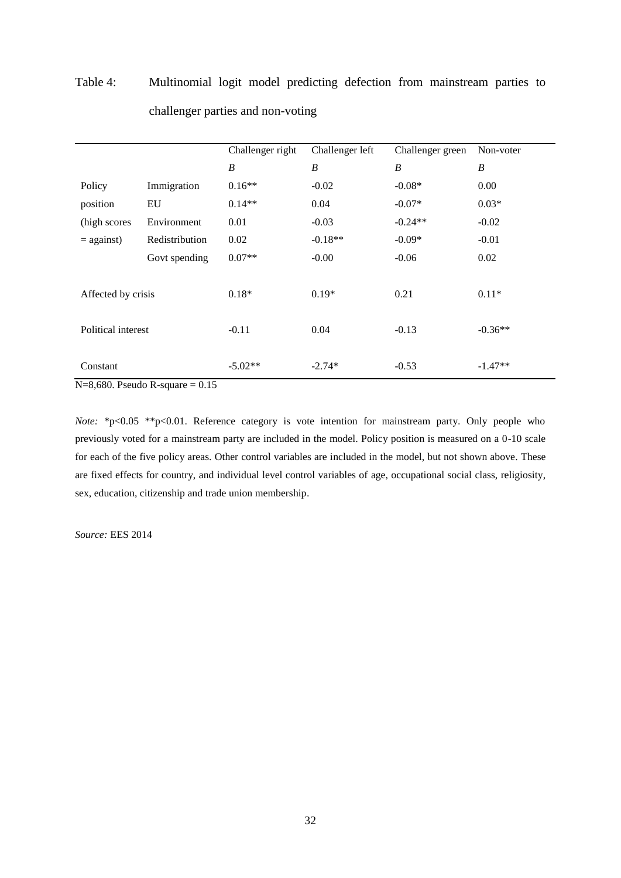Table 4: Multinomial logit model predicting defection from mainstream parties to challenger parties and non-voting

| | | Challenger right | Challenger left | Challenger green | Non-voter |
|---|---|---|---|---|---|
| | | *B* | *B* | *B* | *B* |
| Policy | Immigration | 0.16** | -0.02 | -0.08* | 0.00 |
| position | EU | 0.14** | 0.04 | -0.07* | 0.03* |
| (high scores | Environment | 0.01 | -0.03 | -0.24** | -0.02 |
| = against) | Redistribution | 0.02 | -0.18** | -0.09* | -0.01 |
| | Govt spending | 0.07** | -0.00 | -0.06 | 0.02 |
| Affected by crisis | | 0.18* | 0.19* | 0.21 | 0.11* |
| Political interest | | -0.11 | 0.04 | -0.13 | -0.36** |
| Constant | | -5.02** | -2.74* | -0.53 | -1.47** |

N=8,680. Pseudo R-square = 0.15

*Note:* *p<0.05 **p<0.01. Reference category is vote intention for mainstream party. Only people who previously voted for a mainstream party are included in the model. Policy position is measured on a 0-10 scale for each of the five policy areas. Other control variables are included in the model, but not shown above. These are fixed effects for country, and individual level control variables of age, occupational social class, religiosity, sex, education, citizenship and trade union membership.

*Source:* EES 2014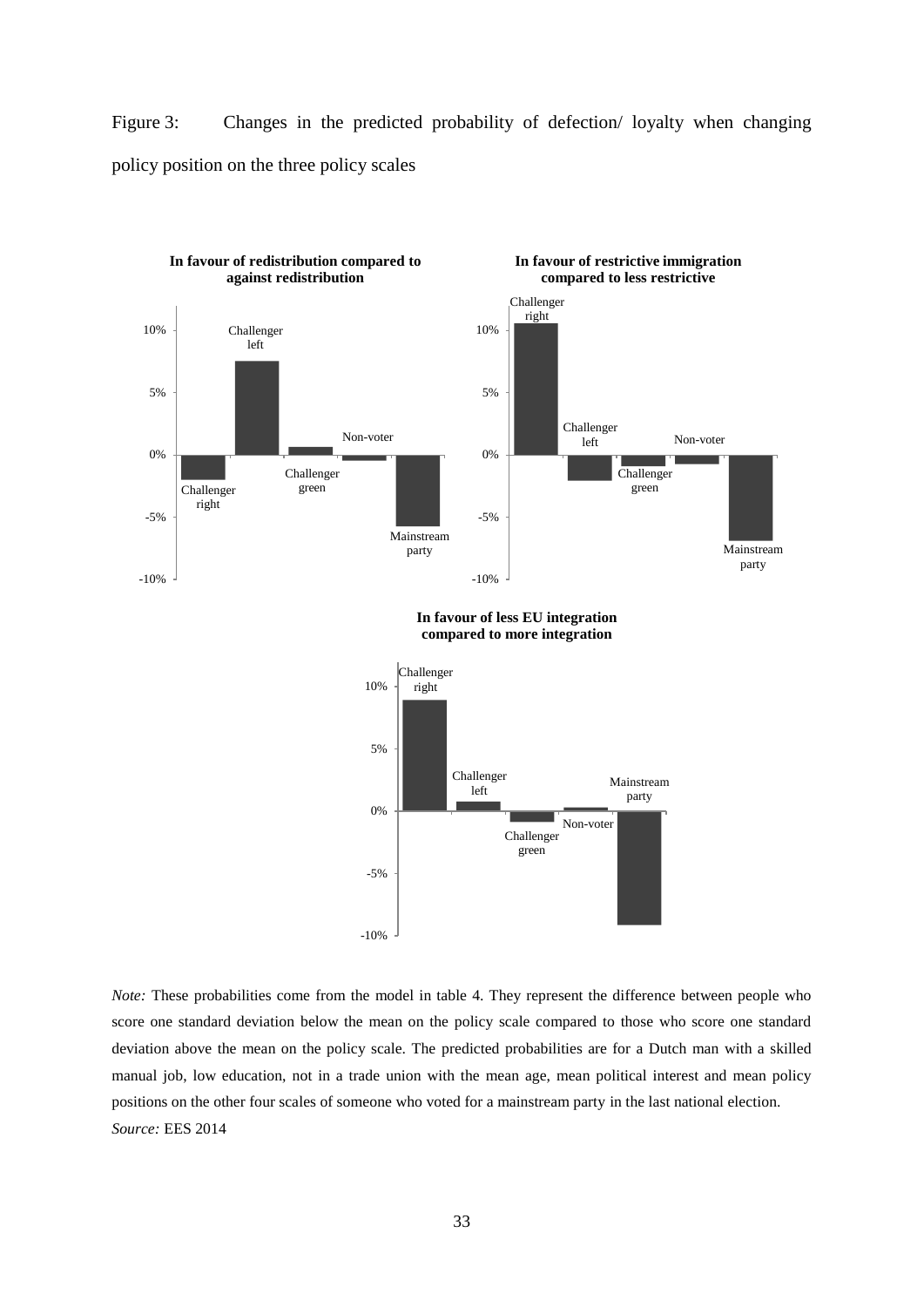Figure 3: Changes in the predicted probability of defection/ loyalty when changing policy position on the three policy scales

**In favour of redistribution compared to against redistribution**

**In favour of restrictive immigration compared to less restrictive**

**In favour of less EU integration compared to more integration**

*Note:* These probabilities come from the model in table 4. They represent the difference between people who score one standard deviation below the mean on the policy scale compared to those who score one standard deviation above the mean on the policy scale. The predicted probabilities are for a Dutch man with a skilled manual job, low education, not in a trade union with the mean age, mean political interest and mean policy positions on the other four scales of someone who voted for a mainstream party in the last national election.

*Source:* EES 2014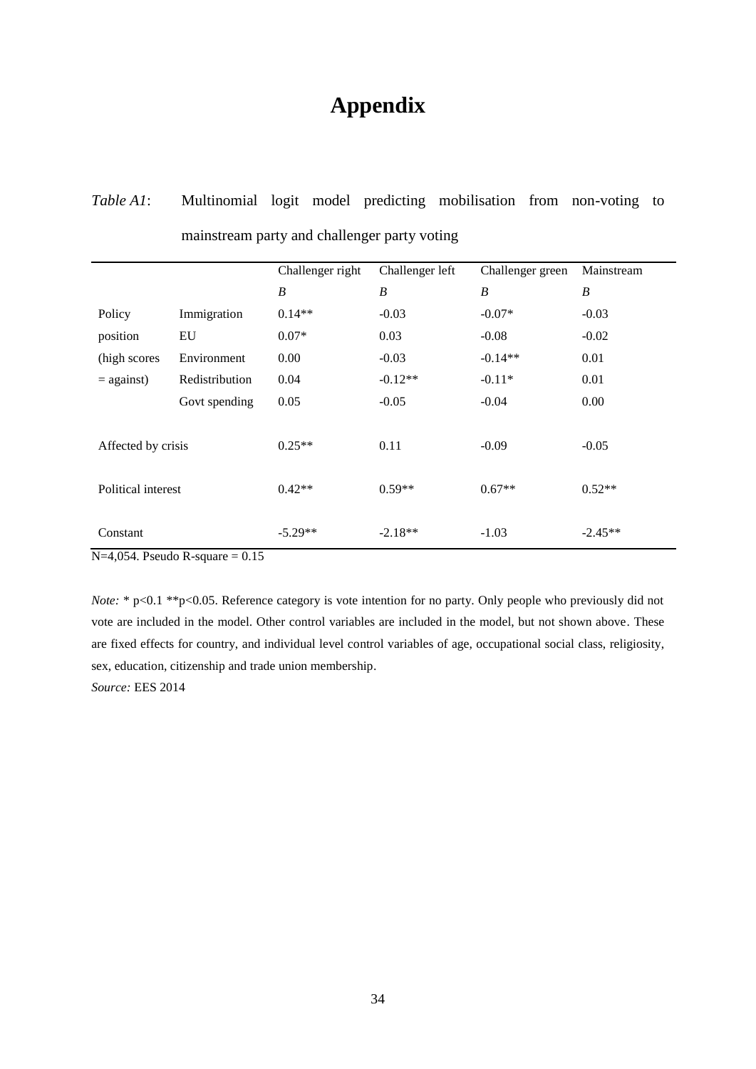# Appendix

*Table A1*: Multinomial logit model predicting mobilisation from non-voting to mainstream party and challenger party voting

| | | Challenger right | Challenger left | Challenger green | Mainstream |
|---|---|---|---|---|---|
| | | *B* | *B* | *B* | *B* |
| Policy position (high scores = against) | Immigration | 0.14** | -0.03 | -0.07* | -0.03 |
| | EU | 0.07* | 0.03 | -0.08 | -0.02 |
| | Environment | 0.00 | -0.03 | -0.14** | 0.01 |
| | Redistribution | 0.04 | -0.12** | -0.11* | 0.01 |
| | Govt spending | 0.05 | -0.05 | -0.04 | 0.00 |
| Affected by crisis | | 0.25** | 0.11 | -0.09 | -0.05 |
| Political interest | | 0.42** | 0.59** | 0.67** | 0.52** |
| Constant | | -5.29** | -2.18** | -1.03 | -2.45** |

N=4,054. Pseudo R-square = 0.15

*Note:* * p<0.1 **p<0.05. Reference category is vote intention for no party. Only people who previously did not vote are included in the model. Other control variables are included in the model, but not shown above. These are fixed effects for country, and individual level control variables of age, occupational social class, religiosity, sex, education, citizenship and trade union membership.

*Source:* EES 2014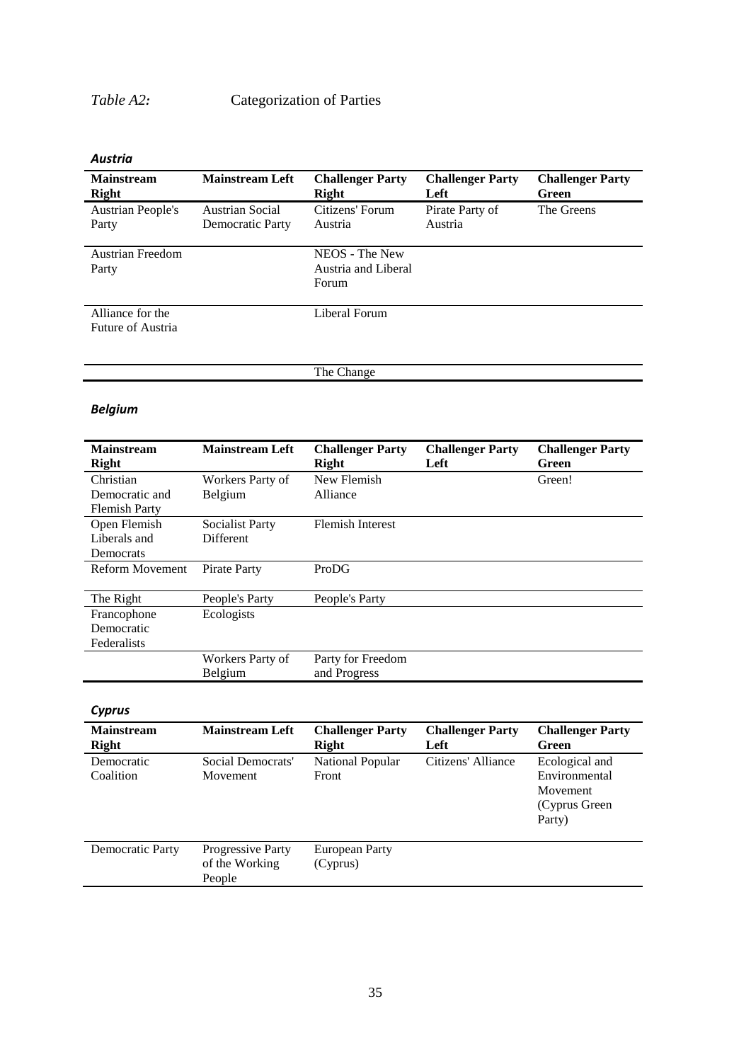*Table A2:* Categorization of Parties

***Austria***

| Mainstream Right | Mainstream Left | Challenger Party Right | Challenger Party Left | Challenger Party Green |
|---|---|---|---|---|
| Austrian People's Party | Austrian Social Democratic Party | Citizens' Forum Austria | Pirate Party of Austria | The Greens |
| Austrian Freedom Party | | NEOS - The New Austria and Liberal Forum | | |
| Alliance for the Future of Austria | | Liberal Forum | | |
| | | The Change | | |

***Belgium***

| Mainstream Right | Mainstream Left | Challenger Party Right | Challenger Party Left | Challenger Party Green |
|---|---|---|---|---|
| Christian Democratic and Flemish Party | Workers Party of Belgium | New Flemish Alliance | | Green! |
| Open Flemish Liberals and Democrats | Socialist Party Different | Flemish Interest | | |
| Reform Movement | Pirate Party | ProDG | | |
| The Right | People's Party | People's Party | | |
| Francophone Democratic Federalists | Ecologists | | | |
| | Workers Party of Belgium | Party for Freedom and Progress | | |

***Cyprus***

| Mainstream Right | Mainstream Left | Challenger Party Right | Challenger Party Left | Challenger Party Green |
|---|---|---|---|---|
| Democratic Coalition | Social Democrats' Movement | National Popular Front | Citizens' Alliance | Ecological and Environmental Movement (Cyprus Green Party) |
| Democratic Party | Progressive Party of the Working People | European Party (Cyprus) | | |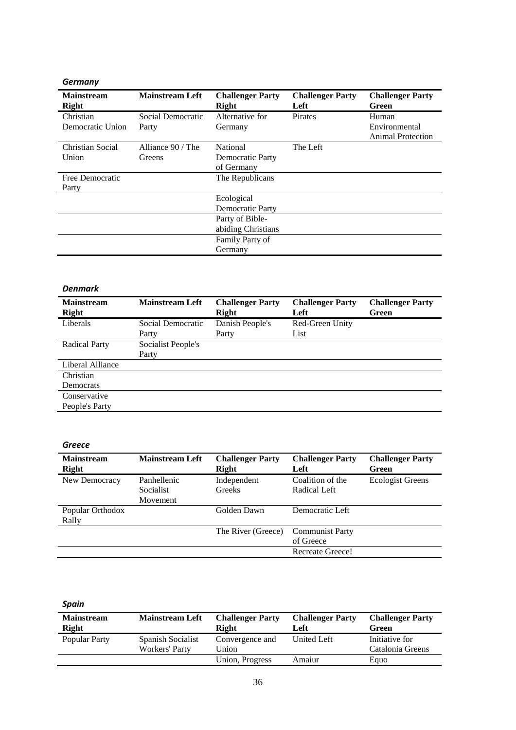***Germany***

| Mainstream Right | Mainstream Left | Challenger Party Right | Challenger Party Left | Challenger Party Green |
|---|---|---|---|---|
| Christian Democratic Union | Social Democratic Party | Alternative for Germany | Pirates | Human Environmental Animal Protection |
| Christian Social Union | Alliance 90 / The Greens | National Democratic Party of Germany | The Left | |
| Free Democratic Party | | The Republicans | | |
| | | Ecological Democratic Party | | |
| | | Party of Bible-abiding Christians | | |
| | | Family Party of Germany | | |

***Denmark***

| Mainstream Right | Mainstream Left | Challenger Party Right | Challenger Party Left | Challenger Party Green |
|---|---|---|---|---|
| Liberals | Social Democratic Party | Danish People's Party | Red-Green Unity List | |
| Radical Party | Socialist People's Party | | | |
| Liberal Alliance | | | | |
| Christian Democrats | | | | |
| Conservative People's Party | | | | |

***Greece***

| Mainstream Right | Mainstream Left | Challenger Party Right | Challenger Party Left | Challenger Party Green |
|---|---|---|---|---|
| New Democracy | Panhellenic Socialist Movement | Independent Greeks | Coalition of the Radical Left | Ecologist Greens |
| Popular Orthodox Rally | | Golden Dawn | Democratic Left | |
| | | The River (Greece) | Communist Party of Greece | |
| | | | Recreate Greece! | |

***Spain***

| Mainstream Right | Mainstream Left | Challenger Party Right | Challenger Party Left | Challenger Party Green |
|---|---|---|---|---|
| Popular Party | Spanish Socialist Workers' Party | Convergence and Union | United Left | Initiative for Catalonia Greens |
| | | Union, Progress | Amaiur | Equo |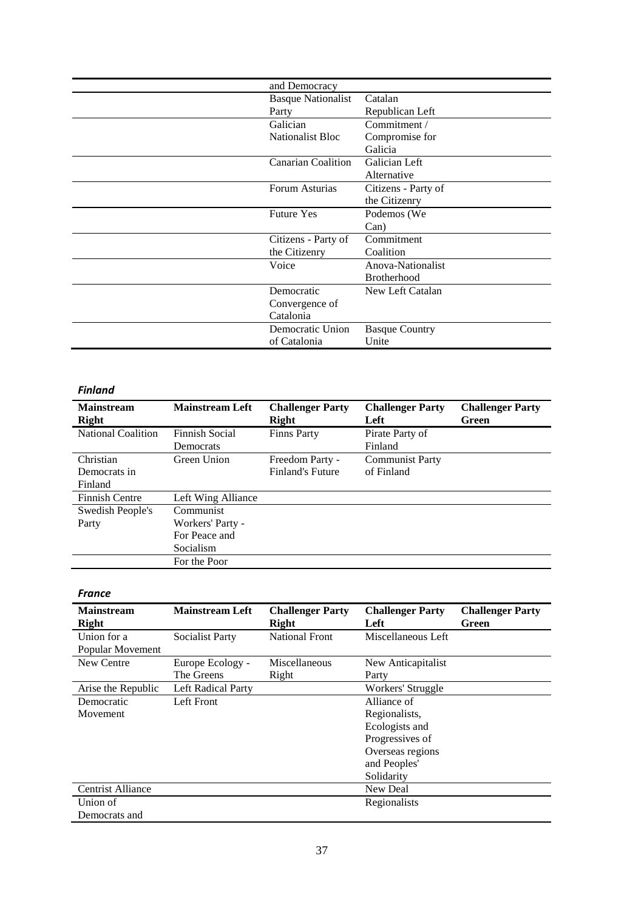| | | | | |
|---|---|---|---|---|
| | | and Democracy | | |
| | | Basque Nationalist Party | Catalan Republican Left | |
| | | Galician Nationalist Bloc | Commitment / Compromise for Galicia | |
| | | Canarian Coalition | Galician Left Alternative | |
| | | Forum Asturias | Citizens - Party of the Citizenry | |
| | | Future Yes | Podemos (We Can) | |
| | | Citizens - Party of the Citizenry | Commitment Coalition | |
| | | Voice | Anova-Nationalist Brotherhood | |
| | | Democratic Convergence of Catalonia | New Left Catalan | |
| | | Democratic Union of Catalonia | Basque Country Unite | |

***Finland***

| Mainstream Right | Mainstream Left | Challenger Party Right | Challenger Party Left | Challenger Party Green |
|---|---|---|---|---|
| National Coalition | Finnish Social Democrats | Finns Party | Pirate Party of Finland | |
| Christian Democrats in Finland | Green Union | Freedom Party - Finland's Future | Communist Party of Finland | |
| Finnish Centre | Left Wing Alliance | | | |
| Swedish People's Party | Communist Workers' Party - For Peace and Socialism | | | |
| | For the Poor | | | |

***France***

| Mainstream Right | Mainstream Left | Challenger Party Right | Challenger Party Left | Challenger Party Green |
|---|---|---|---|---|
| Union for a Popular Movement | Socialist Party | National Front | Miscellaneous Left | |
| New Centre | Europe Ecology - The Greens | Miscellaneous Right | New Anticapitalist Party | |
| Arise the Republic | Left Radical Party | | Workers' Struggle | |
| Democratic Movement | Left Front | | Alliance of Regionalists, Ecologists and Progressives of Overseas regions and Peoples' Solidarity | |
| Centrist Alliance | | | New Deal | |
| Union of Democrats and | | | Regionalists | |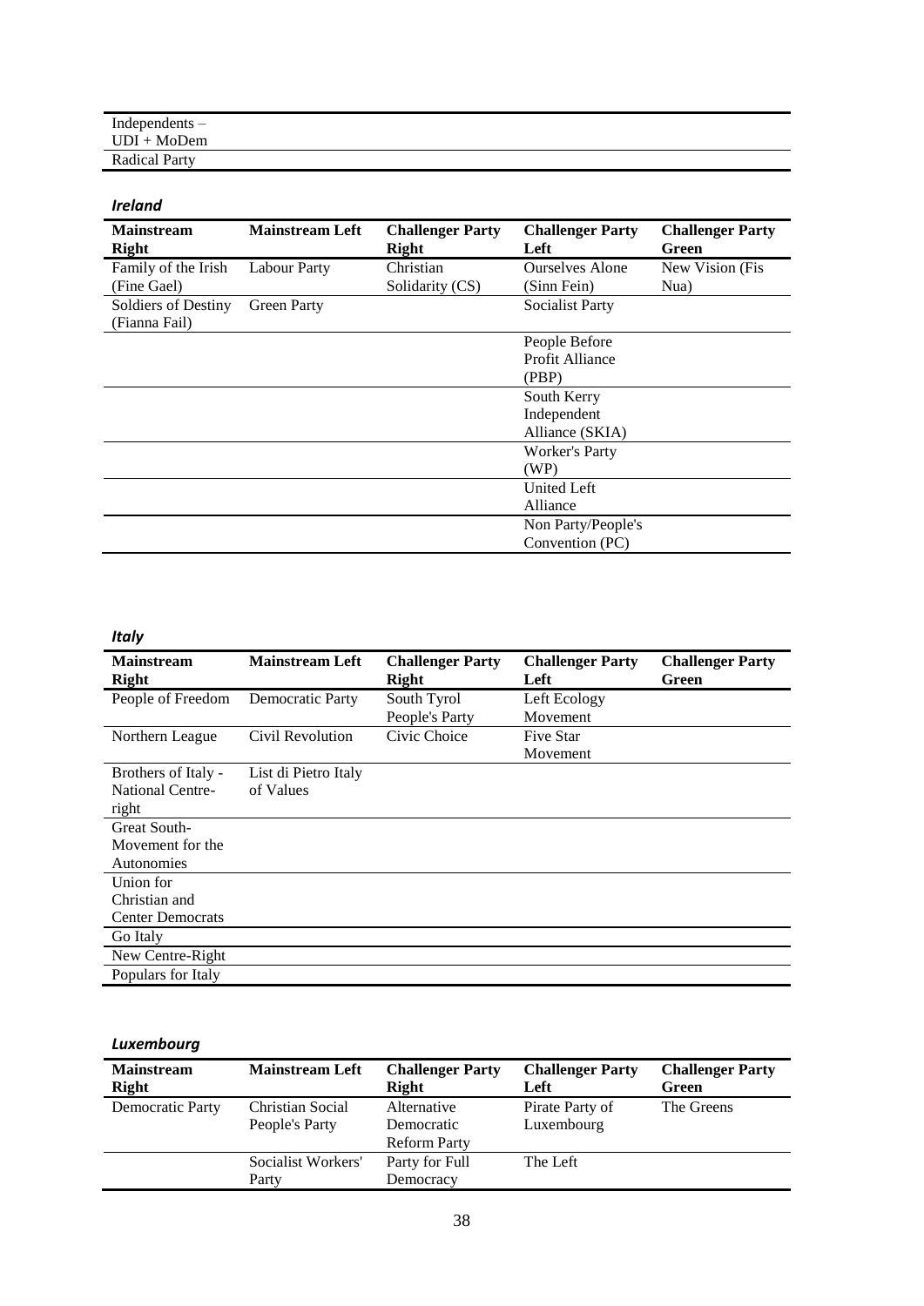| Independents – |
|---|
| UDI + MoDem |
| Radical Party |

### *Ireland*

| Mainstream Right | Mainstream Left | Challenger Party Right | Challenger Party Left | Challenger Party Green |
|---|---|---|---|---|
| Family of the Irish (Fine Gael) | Labour Party | Christian Solidarity (CS) | Ourselves Alone (Sinn Fein) | New Vision (Fis Nua) |
| Soldiers of Destiny (Fianna Fail) | Green Party | | Socialist Party | |
| | | | People Before Profit Alliance (PBP) | |
| | | | South Kerry Independent Alliance (SKIA) | |
| | | | Worker's Party (WP) | |
| | | | United Left Alliance | |
| | | | Non Party/People's Convention (PC) | |

### *Italy*

| Mainstream Right | Mainstream Left | Challenger Party Right | Challenger Party Left | Challenger Party Green |
|---|---|---|---|---|
| People of Freedom | Democratic Party | South Tyrol People's Party | Left Ecology Movement | |
| Northern League | Civil Revolution | Civic Choice | Five Star Movement | |
| Brothers of Italy - National Centre-right | List di Pietro Italy of Values | | | |
| Great South-Movement for the Autonomies | | | | |
| Union for Christian and Center Democrats | | | | |
| Go Italy | | | | |
| New Centre-Right | | | | |
| Populars for Italy | | | | |

### *Luxembourg*

| Mainstream Right | Mainstream Left | Challenger Party Right | Challenger Party Left | Challenger Party Green |
|---|---|---|---|---|
| Democratic Party | Christian Social People's Party | Alternative Democratic Reform Party | Pirate Party of Luxembourg | The Greens |
| | Socialist Workers' Party | Party for Full Democracy | The Left | |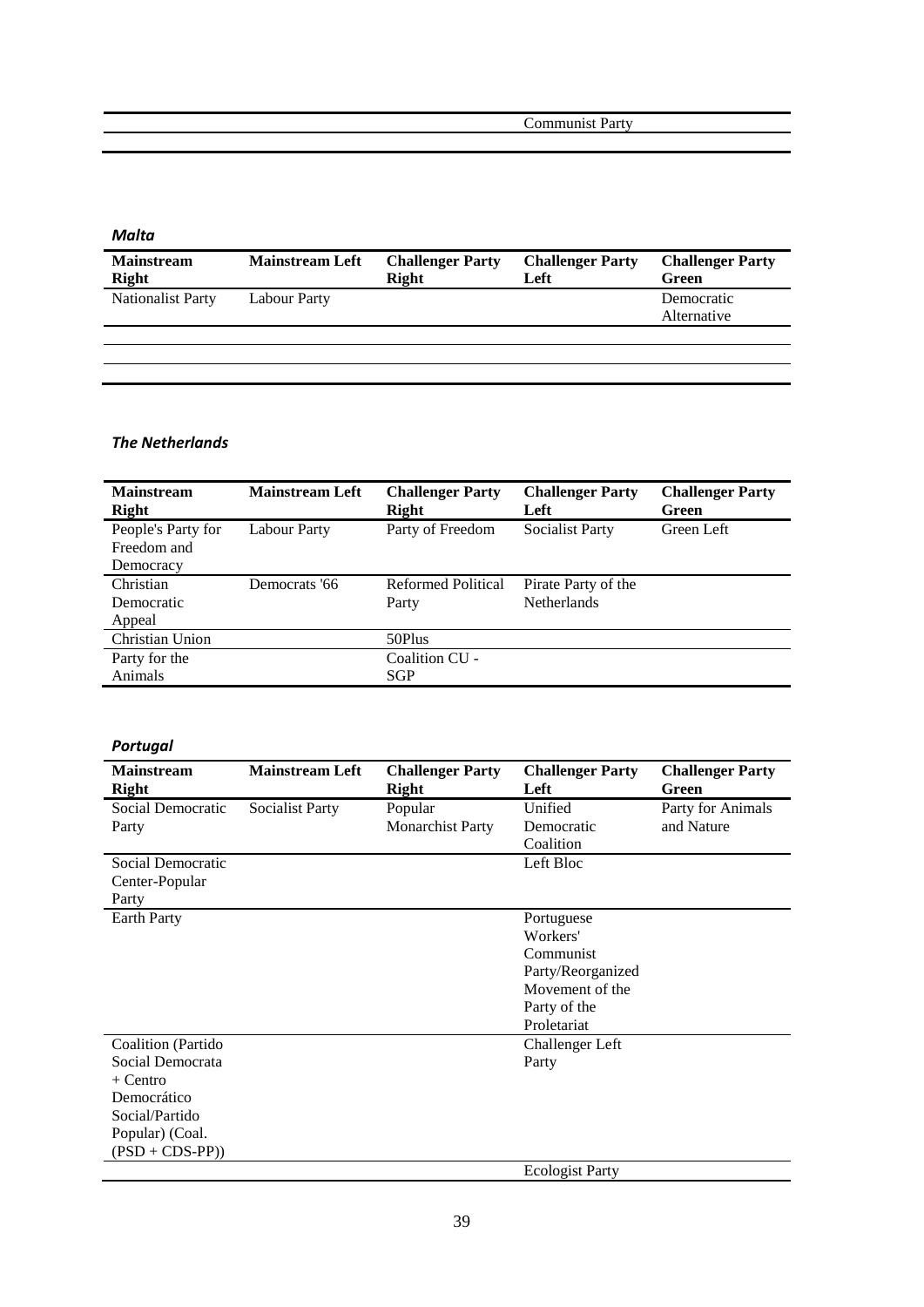| | | | Communist Party | |
|---|---|---|---|---|
| | | | | |

***Malta***

| Mainstream Right | Mainstream Left | Challenger Party Right | Challenger Party Left | Challenger Party Green |
|---|---|---|---|---|
| Nationalist Party | Labour Party | | | Democratic Alternative |
| | | | | |
| | | | | |

***The Netherlands***

| Mainstream Right | Mainstream Left | Challenger Party Right | Challenger Party Left | Challenger Party Green |
|---|---|---|---|---|
| People's Party for Freedom and Democracy | Labour Party | Party of Freedom | Socialist Party | Green Left |
| Christian Democratic Appeal | Democrats '66 | Reformed Political Party | Pirate Party of the Netherlands | |
| Christian Union | | 50Plus | | |
| Party for the Animals | | Coalition CU - SGP | | |

***Portugal***

| Mainstream Right | Mainstream Left | Challenger Party Right | Challenger Party Left | Challenger Party Green |
|---|---|---|---|---|
| Social Democratic Party | Socialist Party | Popular Monarchist Party | Unified Democratic Coalition | Party for Animals and Nature |
| Social Democratic Center-Popular Party | | | Left Bloc | |
| Earth Party | | | Portuguese Workers' Communist Party/Reorganized Movement of the Party of the Proletariat | |
| Coalition (Partido Social Democrata + Centro Democrático Social/Partido Popular) (Coal. (PSD + CDS-PP)) | | | Challenger Left Party | |
| | | | Ecologist Party | |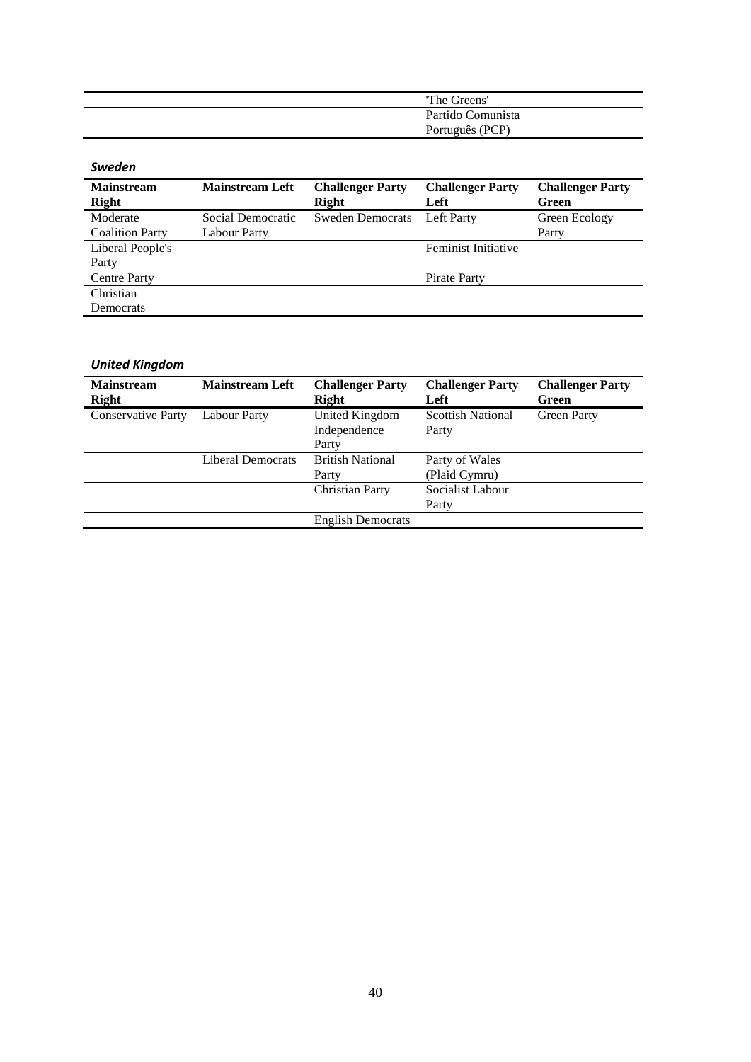| | | | | |
|---|---|---|---|---|
| | | | 'The Greens' | |
| | | | Partido Comunista Português (PCP) | |

### *Sweden*

| Mainstream Right | Mainstream Left | Challenger Party Right | Challenger Party Left | Challenger Party Green |
|---|---|---|---|---|
| Moderate Coalition Party | Social Democratic Labour Party | Sweden Democrats | Left Party | Green Ecology Party |
| Liberal People's Party | | | Feminist Initiative | |
| Centre Party | | | Pirate Party | |
| Christian Democrats | | | | |

### *United Kingdom*

| Mainstream Right | Mainstream Left | Challenger Party Right | Challenger Party Left | Challenger Party Green |
|---|---|---|---|---|
| Conservative Party | Labour Party | United Kingdom Independence Party | Scottish National Party | Green Party |
| | Liberal Democrats | British National Party | Party of Wales (Plaid Cymru) | |
| | | Christian Party | Socialist Labour Party | |
| | | English Democrats | | |